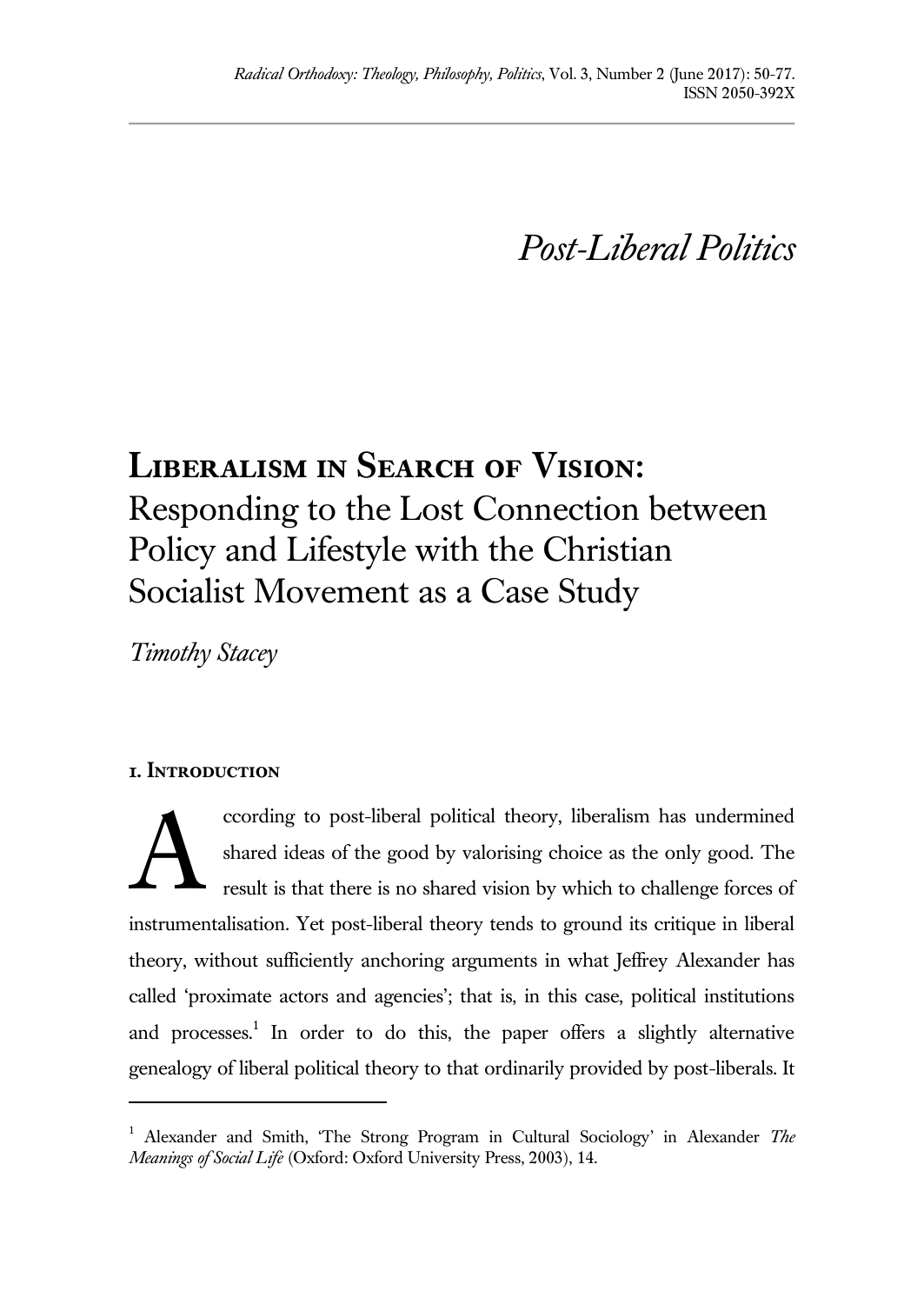*Post-Liberal Politics*

# Liberalism in Search of Vision: Responding to the Lost Connection between Policy and Lifestyle with the Christian Socialist Movement as a Case Study

*Timothy Stacey*

## 1. Introduction

According to post-liberal political theory, liberalism has undermined shared ideas of the good by valorising choice as the only good. The result is that there is no shared vision by which to challenge forces of instrumentalisation. Yet post-liberal theory tends to ground its critique in liberal theory, without sufficiently anchoring arguments in what Jeffrey Alexander has called 'proximate actors and agencies'; that is, in this case, political institutions and processes.[1] In order to do this, the paper offers a slightly alternative genealogy of liberal political theory to that ordinarily provided by post-liberals. It

[1] Alexander and Smith, 'The Strong Program in Cultural Sociology' in Alexander *The Meanings of Social Life* (Oxford: Oxford University Press, 2003), 14.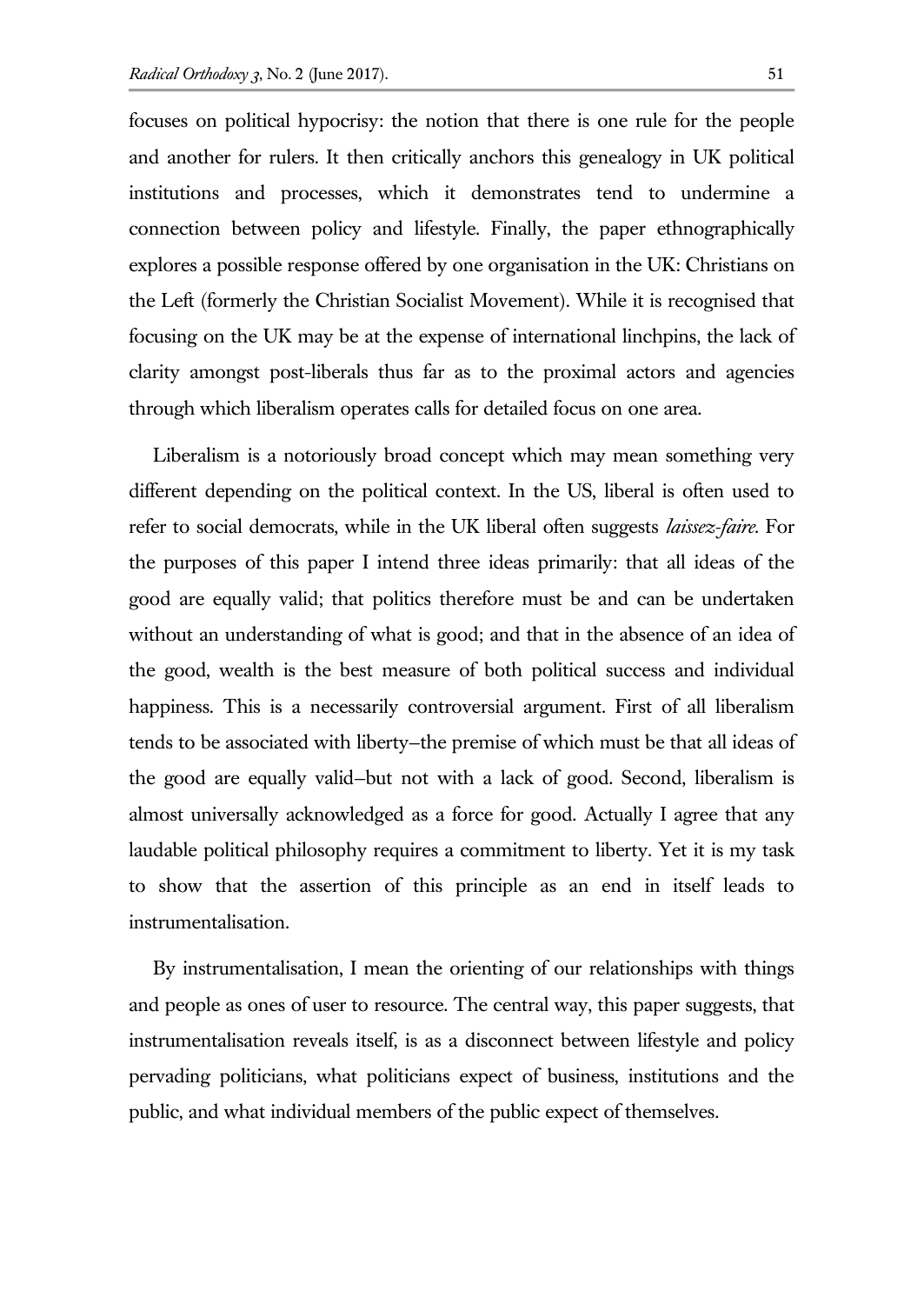focuses on political hypocrisy: the notion that there is one rule for the people and another for rulers. It then critically anchors this genealogy in UK political institutions and processes, which it demonstrates tend to undermine a connection between policy and lifestyle. Finally, the paper ethnographically explores a possible response offered by one organisation in the UK: Christians on the Left (formerly the Christian Socialist Movement). While it is recognised that focusing on the UK may be at the expense of international linchpins, the lack of clarity amongst post-liberals thus far as to the proximal actors and agencies through which liberalism operates calls for detailed focus on one area.

Liberalism is a notoriously broad concept which may mean something very different depending on the political context. In the US, liberal is often used to refer to social democrats, while in the UK liberal often suggests *laissez-faire*. For the purposes of this paper I intend three ideas primarily: that all ideas of the good are equally valid; that politics therefore must be and can be undertaken without an understanding of what is good; and that in the absence of an idea of the good, wealth is the best measure of both political success and individual happiness. This is a necessarily controversial argument. First of all liberalism tends to be associated with liberty—the premise of which must be that all ideas of the good are equally valid—but not with a lack of good. Second, liberalism is almost universally acknowledged as a force for good. Actually I agree that any laudable political philosophy requires a commitment to liberty. Yet it is my task to show that the assertion of this principle as an end in itself leads to instrumentalisation.

By instrumentalisation, I mean the orienting of our relationships with things and people as ones of user to resource. The central way, this paper suggests, that instrumentalisation reveals itself, is as a disconnect between lifestyle and policy pervading politicians, what politicians expect of business, institutions and the public, and what individual members of the public expect of themselves.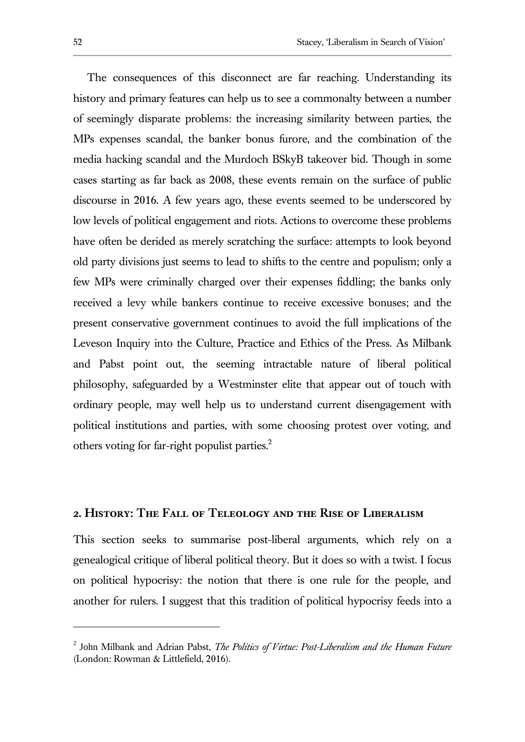The consequences of this disconnect are far reaching. Understanding its history and primary features can help us to see a commonalty between a number of seemingly disparate problems: the increasing similarity between parties, the MPs expenses scandal, the banker bonus furore, and the combination of the media hacking scandal and the Murdoch BSkyB takeover bid. Though in some cases starting as far back as 2008, these events remain on the surface of public discourse in 2016. A few years ago, these events seemed to be underscored by low levels of political engagement and riots. Actions to overcome these problems have often be derided as merely scratching the surface: attempts to look beyond old party divisions just seems to lead to shifts to the centre and populism; only a few MPs were criminally charged over their expenses fiddling; the banks only received a levy while bankers continue to receive excessive bonuses; and the present conservative government continues to avoid the full implications of the Leveson Inquiry into the Culture, Practice and Ethics of the Press. As Milbank and Pabst point out, the seeming intractable nature of liberal political philosophy, safeguarded by a Westminster elite that appear out of touch with ordinary people, may well help us to understand current disengagement with political institutions and parties, with some choosing protest over voting, and others voting for far-right populist parties.[2]

## 2. History: The Fall of Teleology and the Rise of Liberalism

This section seeks to summarise post-liberal arguments, which rely on a genealogical critique of liberal political theory. But it does so with a twist. I focus on political hypocrisy: the notion that there is one rule for the people, and another for rulers. I suggest that this tradition of political hypocrisy feeds into a

---

[2] John Milbank and Adrian Pabst, *The Politics of Virtue: Post-Liberalism and the Human Future* (London: Rowman & Littlefield, 2016).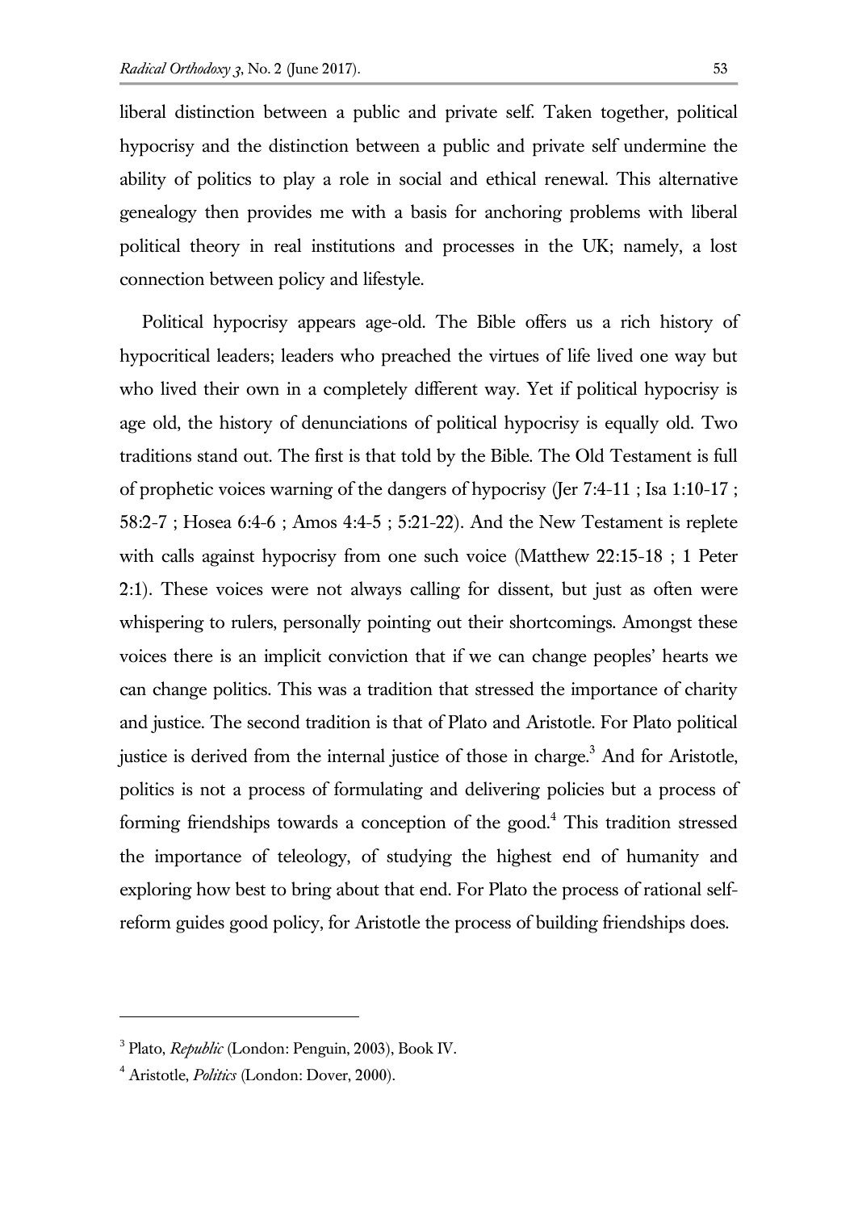liberal distinction between a public and private self. Taken together, political hypocrisy and the distinction between a public and private self undermine the ability of politics to play a role in social and ethical renewal. This alternative genealogy then provides me with a basis for anchoring problems with liberal political theory in real institutions and processes in the UK; namely, a lost connection between policy and lifestyle.

Political hypocrisy appears age-old. The Bible offers us a rich history of hypocritical leaders; leaders who preached the virtues of life lived one way but who lived their own in a completely different way. Yet if political hypocrisy is age old, the history of denunciations of political hypocrisy is equally old. Two traditions stand out. The first is that told by the Bible. The Old Testament is full of prophetic voices warning of the dangers of hypocrisy (Jer 7:4-11 ; Isa 1:10-17 ; 58:2-7 ; Hosea 6:4-6 ; Amos 4:4-5 ; 5:21-22). And the New Testament is replete with calls against hypocrisy from one such voice (Matthew 22:15-18 ; 1 Peter 2:1). These voices were not always calling for dissent, but just as often were whispering to rulers, personally pointing out their shortcomings. Amongst these voices there is an implicit conviction that if we can change peoples' hearts we can change politics. This was a tradition that stressed the importance of charity and justice. The second tradition is that of Plato and Aristotle. For Plato political justice is derived from the internal justice of those in charge.[3] And for Aristotle, politics is not a process of formulating and delivering policies but a process of forming friendships towards a conception of the good.[4] This tradition stressed the importance of teleology, of studying the highest end of humanity and exploring how best to bring about that end. For Plato the process of rational self-reform guides good policy, for Aristotle the process of building friendships does.

---

[3] Plato, *Republic* (London: Penguin, 2003), Book IV.

[4] Aristotle, *Politics* (London: Dover, 2000).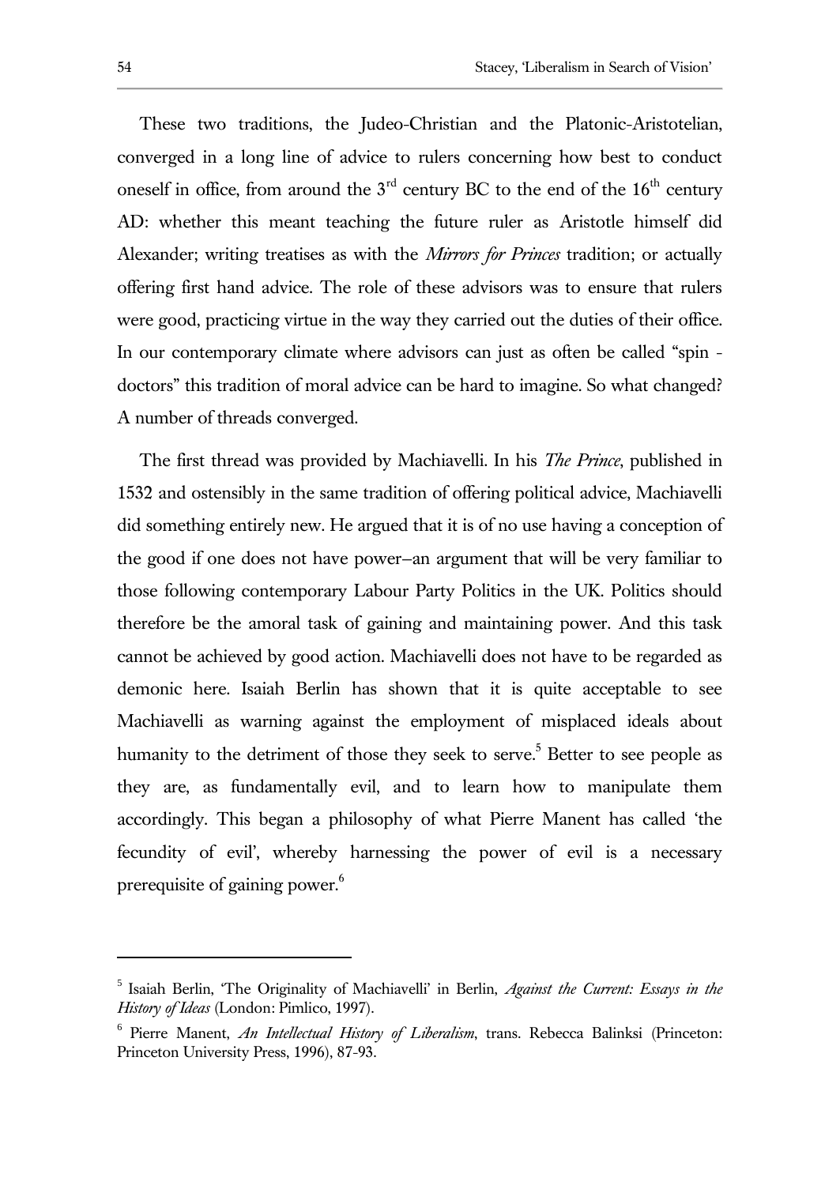These two traditions, the Judeo-Christian and the Platonic-Aristotelian, converged in a long line of advice to rulers concerning how best to conduct oneself in office, from around the 3rd century BC to the end of the 16th century AD: whether this meant teaching the future ruler as Aristotle himself did Alexander; writing treatises as with the *Mirrors for Princes* tradition; or actually offering first hand advice. The role of these advisors was to ensure that rulers were good, practicing virtue in the way they carried out the duties of their office. In our contemporary climate where advisors can just as often be called "spin - doctors" this tradition of moral advice can be hard to imagine. So what changed? A number of threads converged.

The first thread was provided by Machiavelli. In his *The Prince*, published in 1532 and ostensibly in the same tradition of offering political advice, Machiavelli did something entirely new. He argued that it is of no use having a conception of the good if one does not have power–an argument that will be very familiar to those following contemporary Labour Party Politics in the UK. Politics should therefore be the amoral task of gaining and maintaining power. And this task cannot be achieved by good action. Machiavelli does not have to be regarded as demonic here. Isaiah Berlin has shown that it is quite acceptable to see Machiavelli as warning against the employment of misplaced ideals about humanity to the detriment of those they seek to serve.[5] Better to see people as they are, as fundamentally evil, and to learn how to manipulate them accordingly. This began a philosophy of what Pierre Manent has called 'the fecundity of evil', whereby harnessing the power of evil is a necessary prerequisite of gaining power.[6]

---

[5] Isaiah Berlin, 'The Originality of Machiavelli' in Berlin, *Against the Current: Essays in the History of Ideas* (London: Pimlico, 1997).

[6] Pierre Manent, *An Intellectual History of Liberalism*, trans. Rebecca Balinksi (Princeton: Princeton University Press, 1996), 87-93.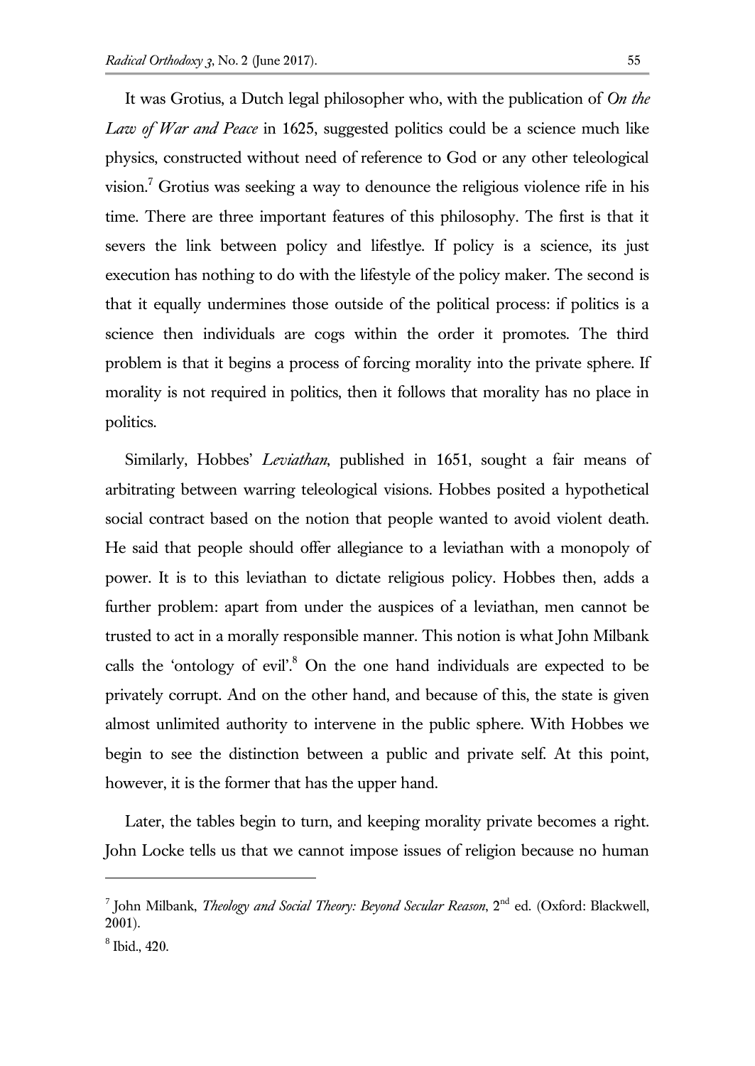It was Grotius, a Dutch legal philosopher who, with the publication of *On the Law of War and Peace* in 1625, suggested politics could be a science much like physics, constructed without need of reference to God or any other teleological vision.[7] Grotius was seeking a way to denounce the religious violence rife in his time. There are three important features of this philosophy. The first is that it severs the link between policy and lifestlye. If policy is a science, its just execution has nothing to do with the lifestyle of the policy maker. The second is that it equally undermines those outside of the political process: if politics is a science then individuals are cogs within the order it promotes. The third problem is that it begins a process of forcing morality into the private sphere. If morality is not required in politics, then it follows that morality has no place in politics.

Similarly, Hobbes' *Leviathan*, published in 1651, sought a fair means of arbitrating between warring teleological visions. Hobbes posited a hypothetical social contract based on the notion that people wanted to avoid violent death. He said that people should offer allegiance to a leviathan with a monopoly of power. It is to this leviathan to dictate religious policy. Hobbes then, adds a further problem: apart from under the auspices of a leviathan, men cannot be trusted to act in a morally responsible manner. This notion is what John Milbank calls the 'ontology of evil'.[8] On the one hand individuals are expected to be privately corrupt. And on the other hand, and because of this, the state is given almost unlimited authority to intervene in the public sphere. With Hobbes we begin to see the distinction between a public and private self. At this point, however, it is the former that has the upper hand.

Later, the tables begin to turn, and keeping morality private becomes a right. John Locke tells us that we cannot impose issues of religion because no human

---

[7] John Milbank, *Theology and Social Theory: Beyond Secular Reason*, 2nd ed. (Oxford: Blackwell, 2001).

[8] Ibid., 420.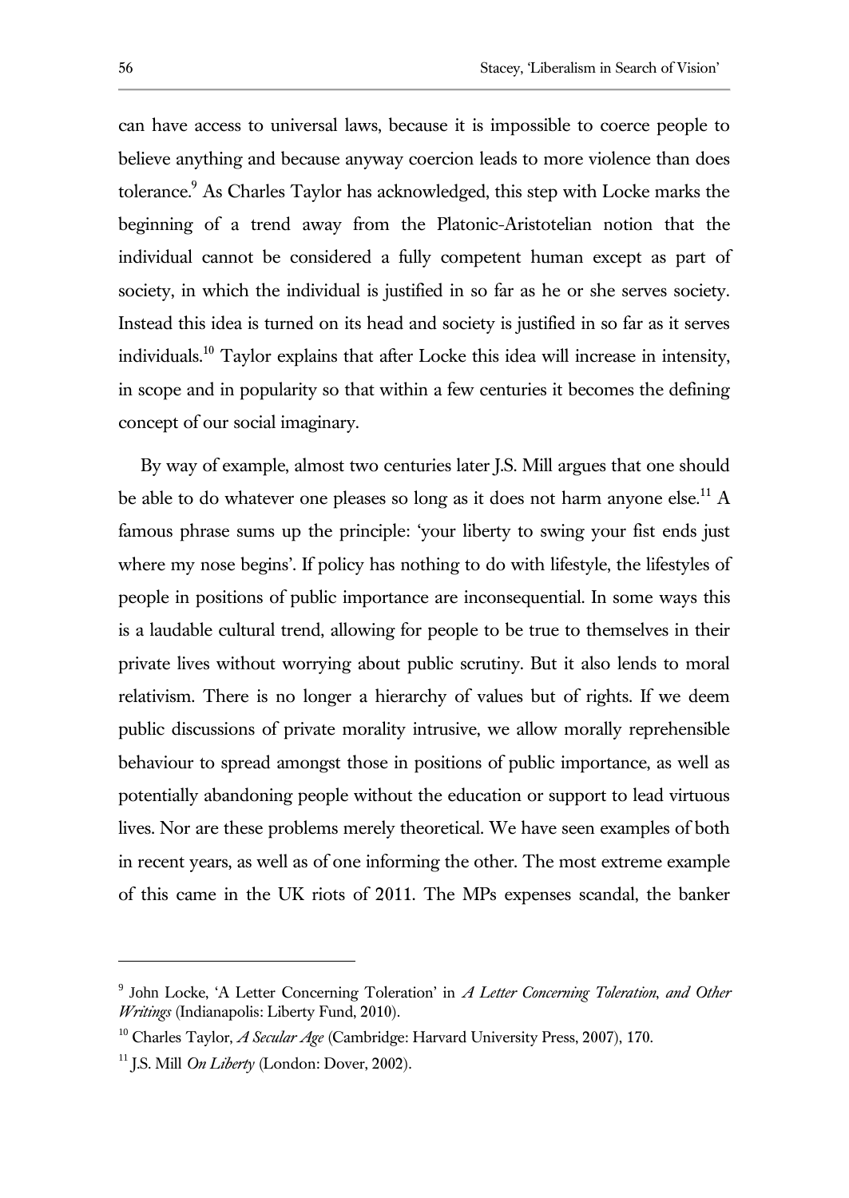can have access to universal laws, because it is impossible to coerce people to believe anything and because anyway coercion leads to more violence than does tolerance.[9] As Charles Taylor has acknowledged, this step with Locke marks the beginning of a trend away from the Platonic-Aristotelian notion that the individual cannot be considered a fully competent human except as part of society, in which the individual is justified in so far as he or she serves society. Instead this idea is turned on its head and society is justified in so far as it serves individuals.[10] Taylor explains that after Locke this idea will increase in intensity, in scope and in popularity so that within a few centuries it becomes the defining concept of our social imaginary.

By way of example, almost two centuries later J.S. Mill argues that one should be able to do whatever one pleases so long as it does not harm anyone else.[11] A famous phrase sums up the principle: 'your liberty to swing your fist ends just where my nose begins'. If policy has nothing to do with lifestyle, the lifestyles of people in positions of public importance are inconsequential. In some ways this is a laudable cultural trend, allowing for people to be true to themselves in their private lives without worrying about public scrutiny. But it also lends to moral relativism. There is no longer a hierarchy of values but of rights. If we deem public discussions of private morality intrusive, we allow morally reprehensible behaviour to spread amongst those in positions of public importance, as well as potentially abandoning people without the education or support to lead virtuous lives. Nor are these problems merely theoretical. We have seen examples of both in recent years, as well as of one informing the other. The most extreme example of this came in the UK riots of 2011. The MPs expenses scandal, the banker

---

[9] John Locke, 'A Letter Concerning Toleration' in *A Letter Concerning Toleration, and Other Writings* (Indianapolis: Liberty Fund, 2010).

[10] Charles Taylor, *A Secular Age* (Cambridge: Harvard University Press, 2007), 170.

[11] J.S. Mill *On Liberty* (London: Dover, 2002).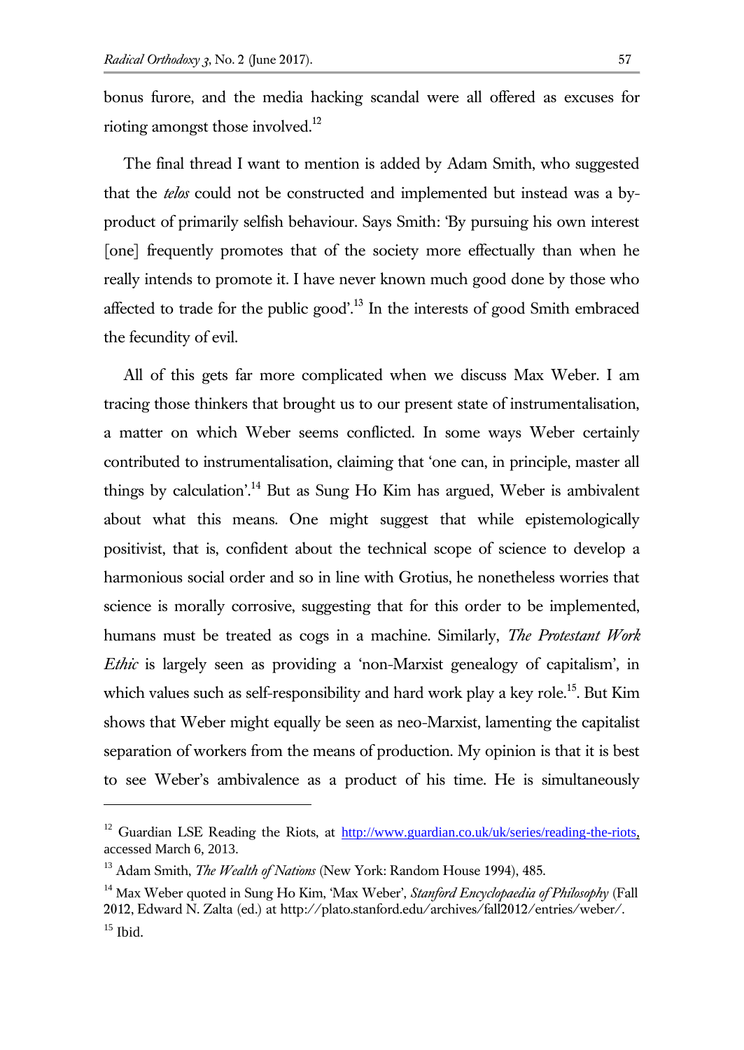bonus furore, and the media hacking scandal were all offered as excuses for rioting amongst those involved.[12]

The final thread I want to mention is added by Adam Smith, who suggested that the *telos* could not be constructed and implemented but instead was a by-product of primarily selfish behaviour. Says Smith: 'By pursuing his own interest [one] frequently promotes that of the society more effectually than when he really intends to promote it. I have never known much good done by those who affected to trade for the public good'.[13] In the interests of good Smith embraced the fecundity of evil.

All of this gets far more complicated when we discuss Max Weber. I am tracing those thinkers that brought us to our present state of instrumentalisation, a matter on which Weber seems conflicted. In some ways Weber certainly contributed to instrumentalisation, claiming that 'one can, in principle, master all things by calculation'.[14] But as Sung Ho Kim has argued, Weber is ambivalent about what this means. One might suggest that while epistemologically positivist, that is, confident about the technical scope of science to develop a harmonious social order and so in line with Grotius, he nonetheless worries that science is morally corrosive, suggesting that for this order to be implemented, humans must be treated as cogs in a machine. Similarly, *The Protestant Work Ethic* is largely seen as providing a 'non-Marxist genealogy of capitalism', in which values such as self-responsibility and hard work play a key role.[15]. But Kim shows that Weber might equally be seen as neo-Marxist, lamenting the capitalist separation of workers from the means of production. My opinion is that it is best to see Weber's ambivalence as a product of his time. He is simultaneously

---

[12] Guardian LSE Reading the Riots, at http://www.guardian.co.uk/uk/series/reading-the-riots, accessed March 6, 2013.

[13] Adam Smith, *The Wealth of Nations* (New York: Random House 1994), 485.

[14] Max Weber quoted in Sung Ho Kim, 'Max Weber', *Stanford Encyclopaedia of Philosophy* (Fall 2012, Edward N. Zalta (ed.) at http://plato.stanford.edu/archives/fall2012/entries/weber/.

[15] Ibid.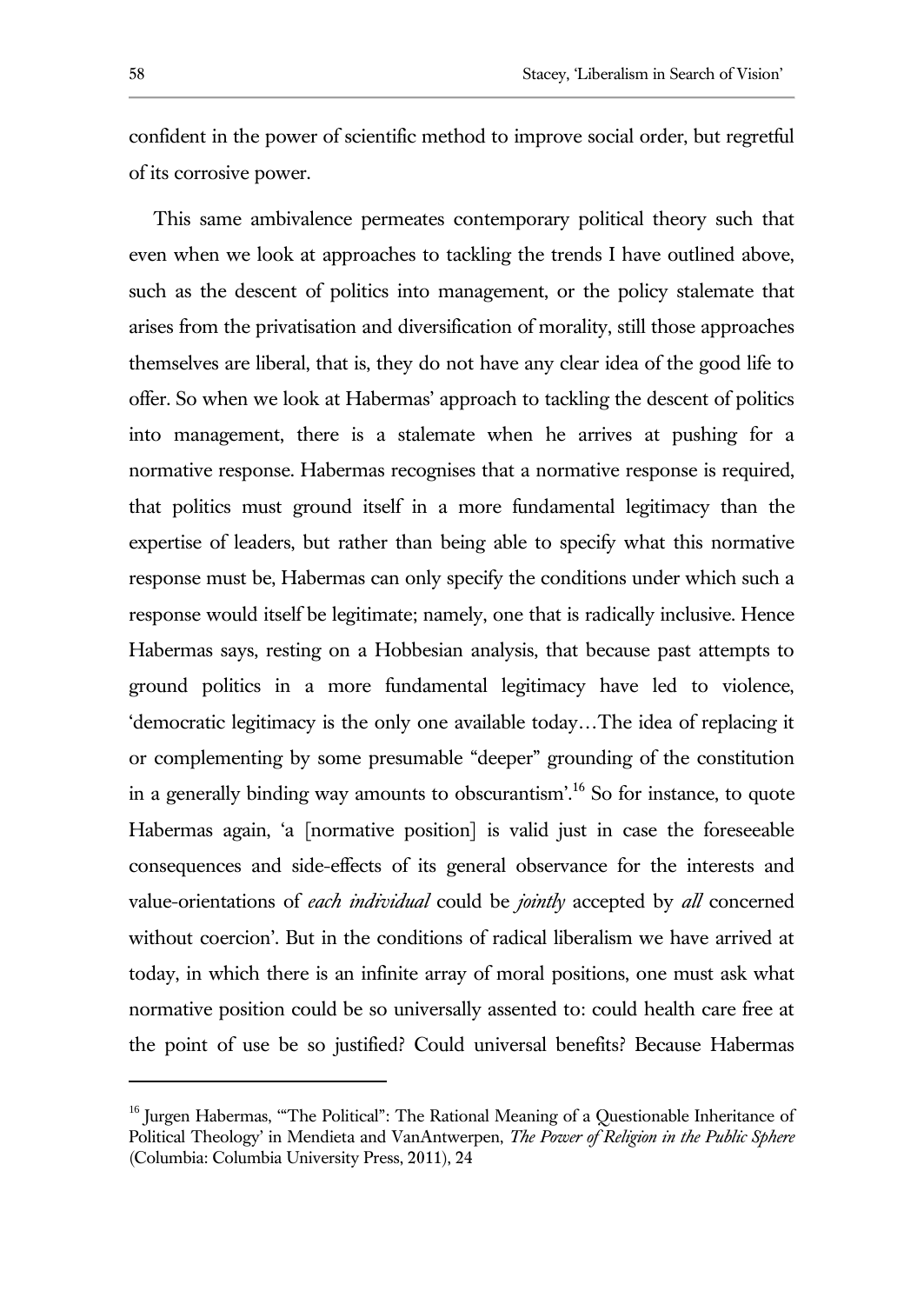confident in the power of scientific method to improve social order, but regretful of its corrosive power.

This same ambivalence permeates contemporary political theory such that even when we look at approaches to tackling the trends I have outlined above, such as the descent of politics into management, or the policy stalemate that arises from the privatisation and diversification of morality, still those approaches themselves are liberal, that is, they do not have any clear idea of the good life to offer. So when we look at Habermas' approach to tackling the descent of politics into management, there is a stalemate when he arrives at pushing for a normative response. Habermas recognises that a normative response is required, that politics must ground itself in a more fundamental legitimacy than the expertise of leaders, but rather than being able to specify what this normative response must be, Habermas can only specify the conditions under which such a response would itself be legitimate; namely, one that is radically inclusive. Hence Habermas says, resting on a Hobbesian analysis, that because past attempts to ground politics in a more fundamental legitimacy have led to violence, 'democratic legitimacy is the only one available today…The idea of replacing it or complementing by some presumable "deeper" grounding of the constitution in a generally binding way amounts to obscurantism'.[16] So for instance, to quote Habermas again, 'a [normative position] is valid just in case the foreseeable consequences and side-effects of its general observance for the interests and value-orientations of *each individual* could be *jointly* accepted by *all* concerned without coercion'. But in the conditions of radical liberalism we have arrived at today, in which there is an infinite array of moral positions, one must ask what normative position could be so universally assented to: could health care free at the point of use be so justified? Could universal benefits? Because Habermas

[16] Jurgen Habermas, '"The Political": The Rational Meaning of a Questionable Inheritance of Political Theology' in Mendieta and VanAntwerpen, *The Power of Religion in the Public Sphere* (Columbia: Columbia University Press, 2011), 24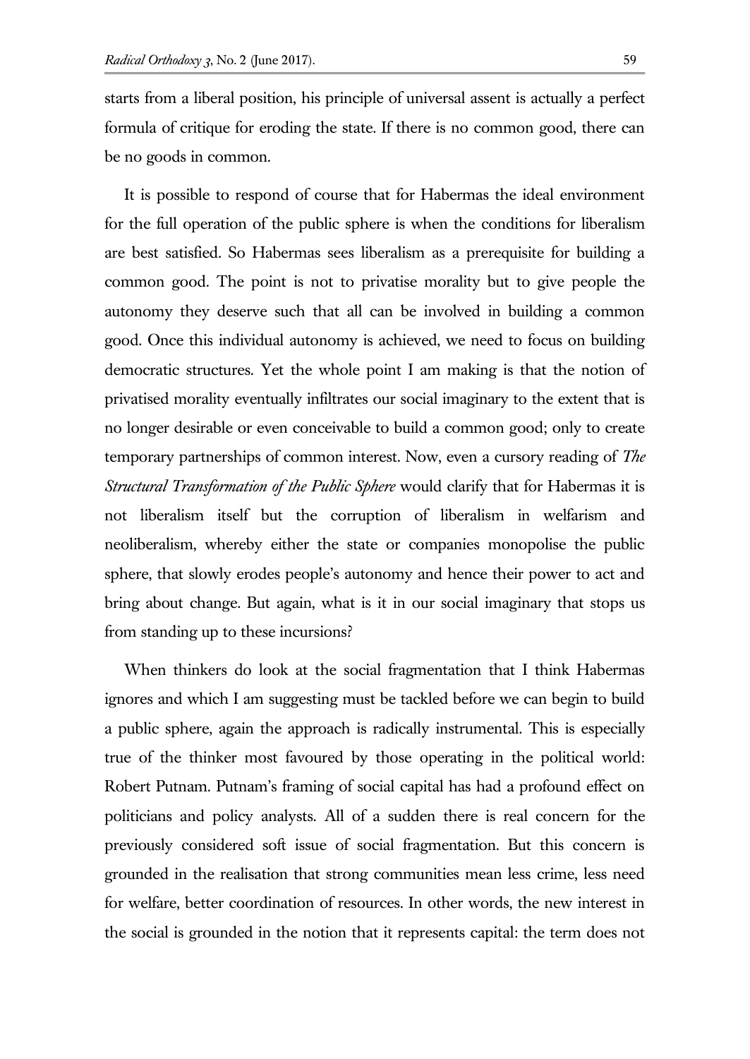starts from a liberal position, his principle of universal assent is actually a perfect formula of critique for eroding the state. If there is no common good, there can be no goods in common.

It is possible to respond of course that for Habermas the ideal environment for the full operation of the public sphere is when the conditions for liberalism are best satisfied. So Habermas sees liberalism as a prerequisite for building a common good. The point is not to privatise morality but to give people the autonomy they deserve such that all can be involved in building a common good. Once this individual autonomy is achieved, we need to focus on building democratic structures. Yet the whole point I am making is that the notion of privatised morality eventually infiltrates our social imaginary to the extent that is no longer desirable or even conceivable to build a common good; only to create temporary partnerships of common interest. Now, even a cursory reading of *The Structural Transformation of the Public Sphere* would clarify that for Habermas it is not liberalism itself but the corruption of liberalism in welfarism and neoliberalism, whereby either the state or companies monopolise the public sphere, that slowly erodes people's autonomy and hence their power to act and bring about change. But again, what is it in our social imaginary that stops us from standing up to these incursions?

When thinkers do look at the social fragmentation that I think Habermas ignores and which I am suggesting must be tackled before we can begin to build a public sphere, again the approach is radically instrumental. This is especially true of the thinker most favoured by those operating in the political world: Robert Putnam. Putnam's framing of social capital has had a profound effect on politicians and policy analysts. All of a sudden there is real concern for the previously considered soft issue of social fragmentation. But this concern is grounded in the realisation that strong communities mean less crime, less need for welfare, better coordination of resources. In other words, the new interest in the social is grounded in the notion that it represents capital: the term does not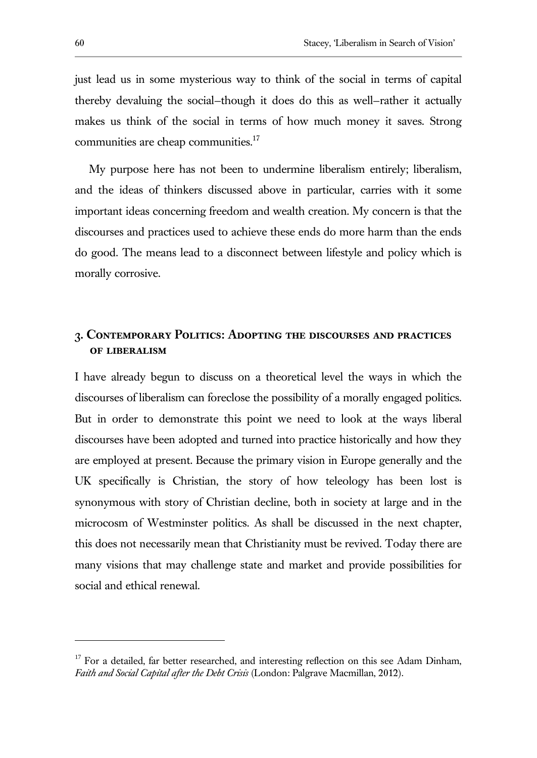just lead us in some mysterious way to think of the social in terms of capital thereby devaluing the social–though it does do this as well–rather it actually makes us think of the social in terms of how much money it saves. Strong communities are cheap communities.[17]

My purpose here has not been to undermine liberalism entirely; liberalism, and the ideas of thinkers discussed above in particular, carries with it some important ideas concerning freedom and wealth creation. My concern is that the discourses and practices used to achieve these ends do more harm than the ends do good. The means lead to a disconnect between lifestyle and policy which is morally corrosive.

## 3. Contemporary Politics: Adopting the discourses and practices of liberalism

I have already begun to discuss on a theoretical level the ways in which the discourses of liberalism can foreclose the possibility of a morally engaged politics. But in order to demonstrate this point we need to look at the ways liberal discourses have been adopted and turned into practice historically and how they are employed at present. Because the primary vision in Europe generally and the UK specifically is Christian, the story of how teleology has been lost is synonymous with story of Christian decline, both in society at large and in the microcosm of Westminster politics. As shall be discussed in the next chapter, this does not necessarily mean that Christianity must be revived. Today there are many visions that may challenge state and market and provide possibilities for social and ethical renewal.

---

[17] For a detailed, far better researched, and interesting reflection on this see Adam Dinham, *Faith and Social Capital after the Debt Crisis* (London: Palgrave Macmillan, 2012).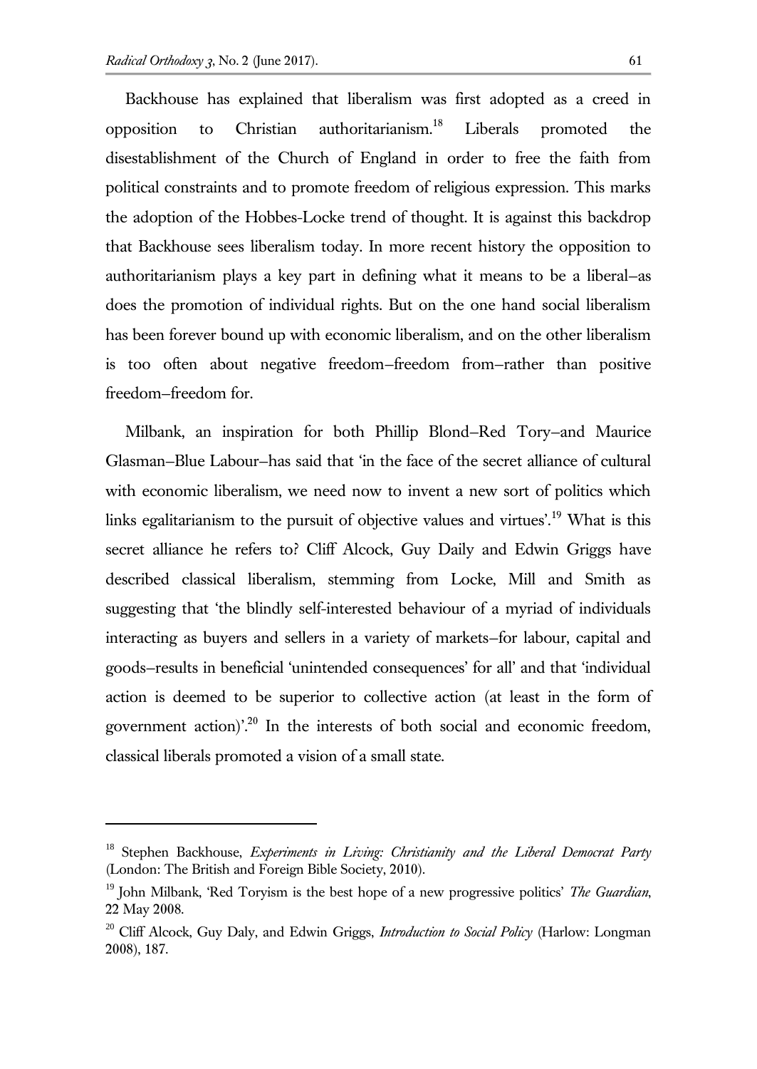Backhouse has explained that liberalism was first adopted as a creed in opposition to Christian authoritarianism.[18] Liberals promoted the disestablishment of the Church of England in order to free the faith from political constraints and to promote freedom of religious expression. This marks the adoption of the Hobbes-Locke trend of thought. It is against this backdrop that Backhouse sees liberalism today. In more recent history the opposition to authoritarianism plays a key part in defining what it means to be a liberal—as does the promotion of individual rights. But on the one hand social liberalism has been forever bound up with economic liberalism, and on the other liberalism is too often about negative freedom—freedom from—rather than positive freedom—freedom for.

Milbank, an inspiration for both Phillip Blond—Red Tory—and Maurice Glasman—Blue Labour—has said that 'in the face of the secret alliance of cultural with economic liberalism, we need now to invent a new sort of politics which links egalitarianism to the pursuit of objective values and virtues'.[19] What is this secret alliance he refers to? Cliff Alcock, Guy Daily and Edwin Griggs have described classical liberalism, stemming from Locke, Mill and Smith as suggesting that 'the blindly self-interested behaviour of a myriad of individuals interacting as buyers and sellers in a variety of markets—for labour, capital and goods—results in beneficial 'unintended consequences' for all' and that 'individual action is deemed to be superior to collective action (at least in the form of government action)'.[20] In the interests of both social and economic freedom, classical liberals promoted a vision of a small state.

---

[18] Stephen Backhouse, *Experiments in Living: Christianity and the Liberal Democrat Party* (London: The British and Foreign Bible Society, 2010).

[19] John Milbank, 'Red Toryism is the best hope of a new progressive politics' *The Guardian*, 22 May 2008.

[20] Cliff Alcock, Guy Daly, and Edwin Griggs, *Introduction to Social Policy* (Harlow: Longman 2008), 187.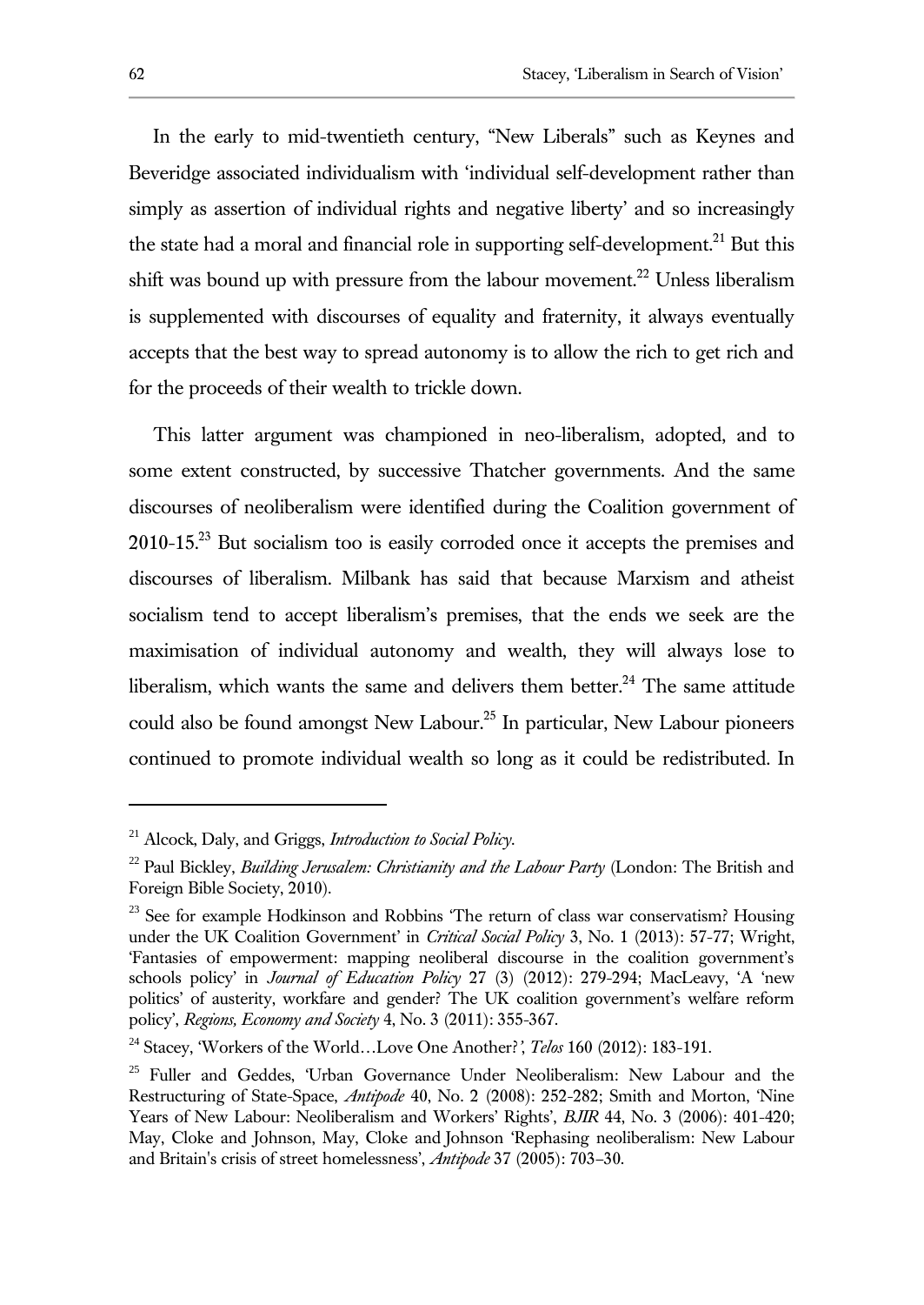In the early to mid-twentieth century, "New Liberals" such as Keynes and Beveridge associated individualism with 'individual self-development rather than simply as assertion of individual rights and negative liberty' and so increasingly the state had a moral and financial role in supporting self-development.[21] But this shift was bound up with pressure from the labour movement.[22] Unless liberalism is supplemented with discourses of equality and fraternity, it always eventually accepts that the best way to spread autonomy is to allow the rich to get rich and for the proceeds of their wealth to trickle down.

This latter argument was championed in neo-liberalism, adopted, and to some extent constructed, by successive Thatcher governments. And the same discourses of neoliberalism were identified during the Coalition government of 2010-15.[23] But socialism too is easily corroded once it accepts the premises and discourses of liberalism. Milbank has said that because Marxism and atheist socialism tend to accept liberalism's premises, that the ends we seek are the maximisation of individual autonomy and wealth, they will always lose to liberalism, which wants the same and delivers them better.[24] The same attitude could also be found amongst New Labour.[25] In particular, New Labour pioneers continued to promote individual wealth so long as it could be redistributed. In

---

[21] Alcock, Daly, and Griggs, *Introduction to Social Policy*.

[22] Paul Bickley, *Building Jerusalem: Christianity and the Labour Party* (London: The British and Foreign Bible Society, 2010).

[23] See for example Hodkinson and Robbins 'The return of class war conservatism? Housing under the UK Coalition Government' in *Critical Social Policy* 3, No. 1 (2013): 57-77; Wright, 'Fantasies of empowerment: mapping neoliberal discourse in the coalition government's schools policy' in *Journal of Education Policy* 27 (3) (2012): 279-294; MacLeavy, 'A 'new politics' of austerity, workfare and gender? The UK coalition government's welfare reform policy', *Regions, Economy and Society* 4, No. 3 (2011): 355-367.

[24] Stacey, 'Workers of the World…Love One Another?*'*, *Telos* 160 (2012): 183-191.

[25] Fuller and Geddes, 'Urban Governance Under Neoliberalism: New Labour and the Restructuring of State-Space, *Antipode* 40, No. 2 (2008): 252-282; Smith and Morton, 'Nine Years of New Labour: Neoliberalism and Workers' Rights', *BJIR* 44, No. 3 (2006): 401-420; May, Cloke and Johnson, May, Cloke and Johnson 'Rephasing neoliberalism: New Labour and Britain's crisis of street homelessness', *Antipode* 37 (2005): 703–30.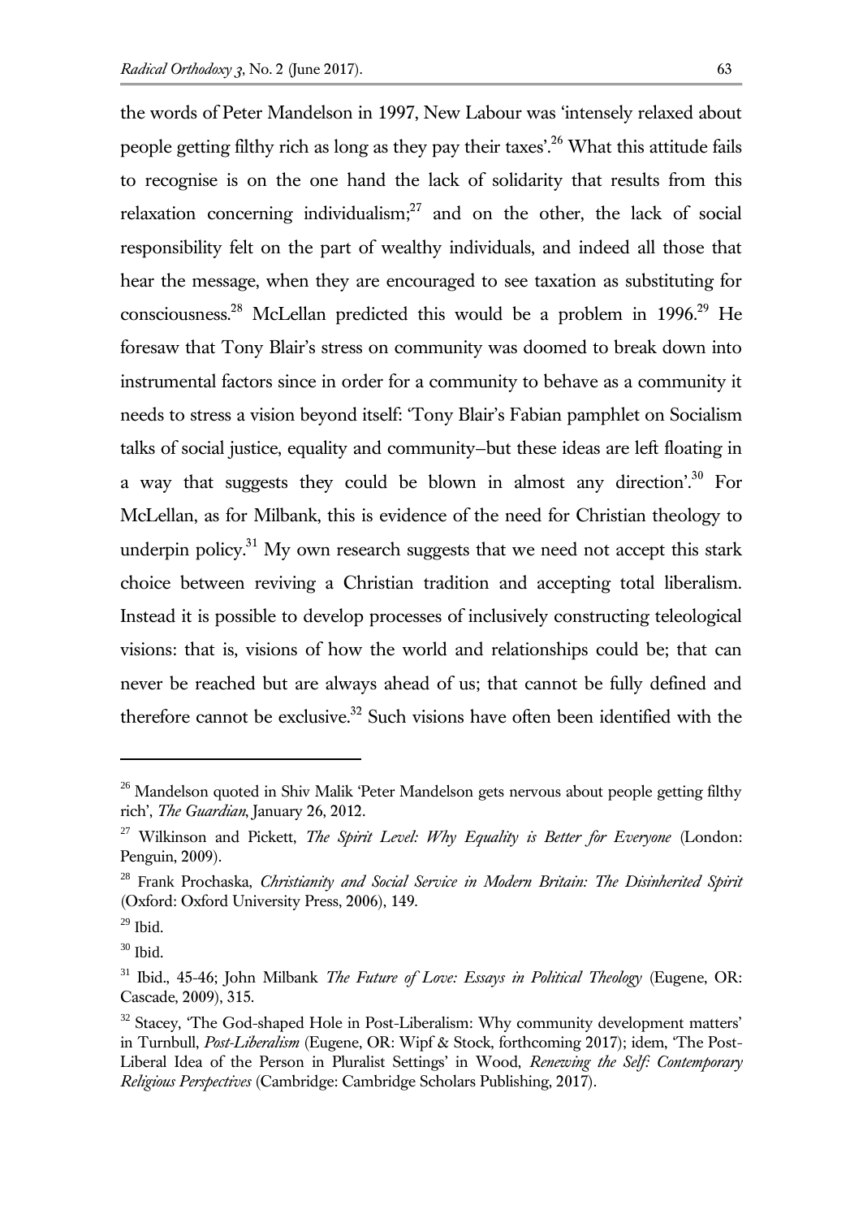the words of Peter Mandelson in 1997, New Labour was 'intensely relaxed about people getting filthy rich as long as they pay their taxes'.[26] What this attitude fails to recognise is on the one hand the lack of solidarity that results from this relaxation concerning individualism;[27] and on the other, the lack of social responsibility felt on the part of wealthy individuals, and indeed all those that hear the message, when they are encouraged to see taxation as substituting for consciousness.[28] McLellan predicted this would be a problem in 1996.[29] He foresaw that Tony Blair's stress on community was doomed to break down into instrumental factors since in order for a community to behave as a community it needs to stress a vision beyond itself: 'Tony Blair's Fabian pamphlet on Socialism talks of social justice, equality and community–but these ideas are left floating in a way that suggests they could be blown in almost any direction'.[30] For McLellan, as for Milbank, this is evidence of the need for Christian theology to underpin policy.[31] My own research suggests that we need not accept this stark choice between reviving a Christian tradition and accepting total liberalism. Instead it is possible to develop processes of inclusively constructing teleological visions: that is, visions of how the world and relationships could be; that can never be reached but are always ahead of us; that cannot be fully defined and therefore cannot be exclusive.[32] Such visions have often been identified with the

---

[26] Mandelson quoted in Shiv Malik 'Peter Mandelson gets nervous about people getting filthy rich', *The Guardian*, January 26, 2012.

[27] Wilkinson and Pickett, *The Spirit Level: Why Equality is Better for Everyone* (London: Penguin, 2009).

[28] Frank Prochaska, *Christianity and Social Service in Modern Britain: The Disinherited Spirit* (Oxford: Oxford University Press, 2006), 149.

[29] Ibid.

[30] Ibid.

[31] Ibid., 45-46; John Milbank *The Future of Love: Essays in Political Theology* (Eugene, OR: Cascade, 2009), 315.

[32] Stacey, 'The God-shaped Hole in Post-Liberalism: Why community development matters' in Turnbull, *Post-Liberalism* (Eugene, OR: Wipf & Stock, forthcoming 2017); idem, 'The Post-Liberal Idea of the Person in Pluralist Settings' in Wood, *Renewing the Self: Contemporary Religious Perspectives* (Cambridge: Cambridge Scholars Publishing, 2017).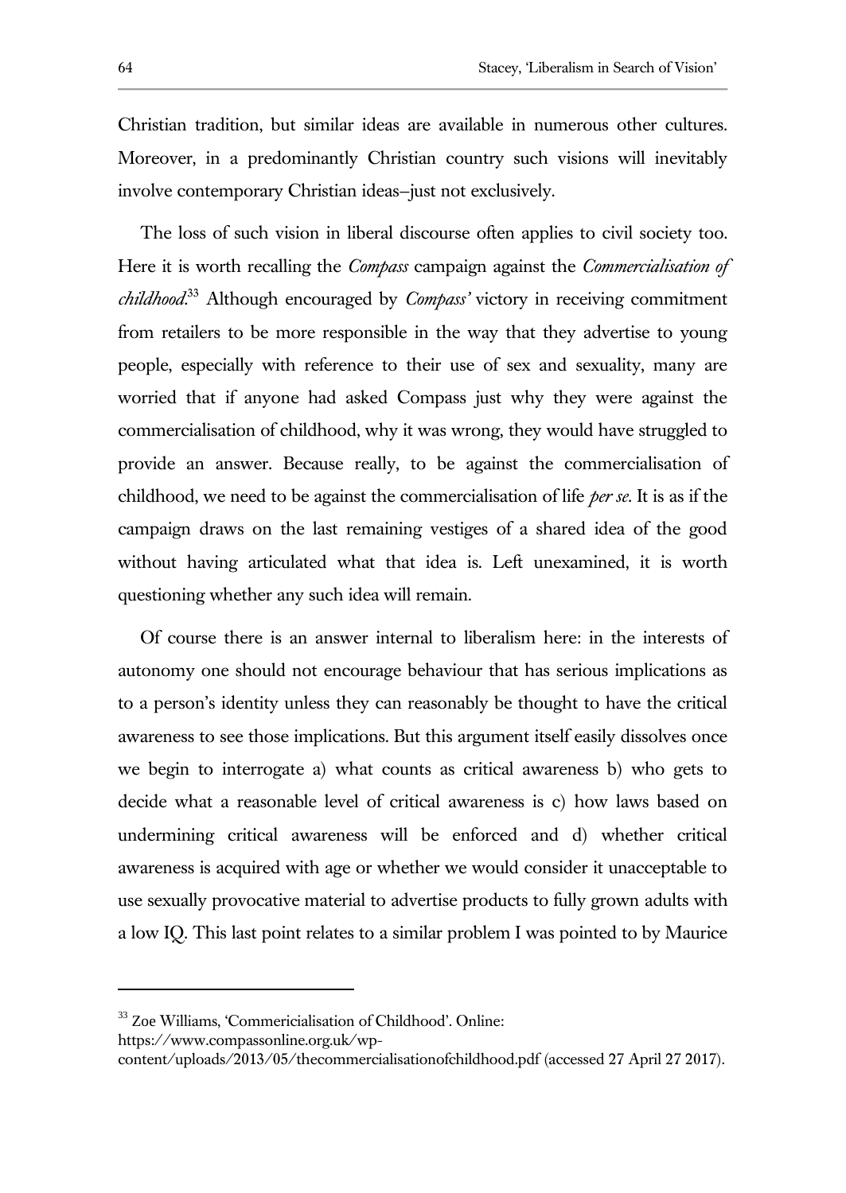Christian tradition, but similar ideas are available in numerous other cultures. Moreover, in a predominantly Christian country such visions will inevitably involve contemporary Christian ideas—just not exclusively.

The loss of such vision in liberal discourse often applies to civil society too. Here it is worth recalling the *Compass* campaign against the *Commercialisation of childhood*.[33] Although encouraged by *Compass'* victory in receiving commitment from retailers to be more responsible in the way that they advertise to young people, especially with reference to their use of sex and sexuality, many are worried that if anyone had asked Compass just why they were against the commercialisation of childhood, why it was wrong, they would have struggled to provide an answer. Because really, to be against the commercialisation of childhood, we need to be against the commercialisation of life *per se*. It is as if the campaign draws on the last remaining vestiges of a shared idea of the good without having articulated what that idea is. Left unexamined, it is worth questioning whether any such idea will remain.

Of course there is an answer internal to liberalism here: in the interests of autonomy one should not encourage behaviour that has serious implications as to a person's identity unless they can reasonably be thought to have the critical awareness to see those implications. But this argument itself easily dissolves once we begin to interrogate a) what counts as critical awareness b) who gets to decide what a reasonable level of critical awareness is c) how laws based on undermining critical awareness will be enforced and d) whether critical awareness is acquired with age or whether we would consider it unacceptable to use sexually provocative material to advertise products to fully grown adults with a low IQ. This last point relates to a similar problem I was pointed to by Maurice

---

[33] Zoe Williams, 'Commericialisation of Childhood'. Online: https://www.compassonline.org.uk/wp-content/uploads/2013/05/thecommercialisationofchildhood.pdf (accessed 27 April 27 2017).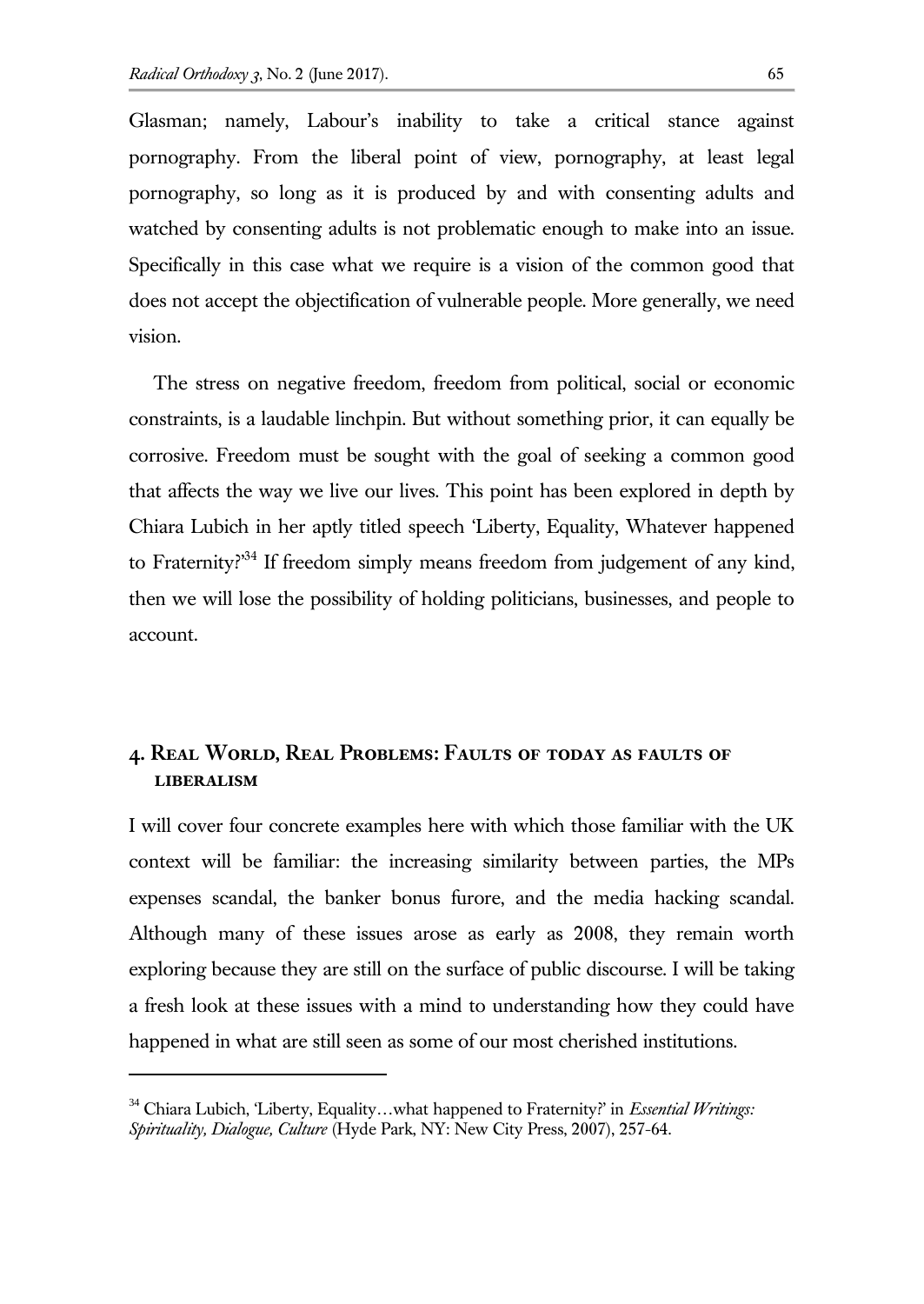Glasman; namely, Labour's inability to take a critical stance against pornography. From the liberal point of view, pornography, at least legal pornography, so long as it is produced by and with consenting adults and watched by consenting adults is not problematic enough to make into an issue. Specifically in this case what we require is a vision of the common good that does not accept the objectification of vulnerable people. More generally, we need vision.

The stress on negative freedom, freedom from political, social or economic constraints, is a laudable linchpin. But without something prior, it can equally be corrosive. Freedom must be sought with the goal of seeking a common good that affects the way we live our lives. This point has been explored in depth by Chiara Lubich in her aptly titled speech 'Liberty, Equality, Whatever happened to Fraternity?'[34] If freedom simply means freedom from judgement of any kind, then we will lose the possibility of holding politicians, businesses, and people to account.

## 4. Real World, Real Problems: Faults of today as faults of liberalism

I will cover four concrete examples here with which those familiar with the UK context will be familiar: the increasing similarity between parties, the MPs expenses scandal, the banker bonus furore, and the media hacking scandal. Although many of these issues arose as early as 2008, they remain worth exploring because they are still on the surface of public discourse. I will be taking a fresh look at these issues with a mind to understanding how they could have happened in what are still seen as some of our most cherished institutions.

---

[34] Chiara Lubich, 'Liberty, Equality…what happened to Fraternity?' in *Essential Writings: Spirituality, Dialogue, Culture* (Hyde Park, NY: New City Press, 2007), 257-64.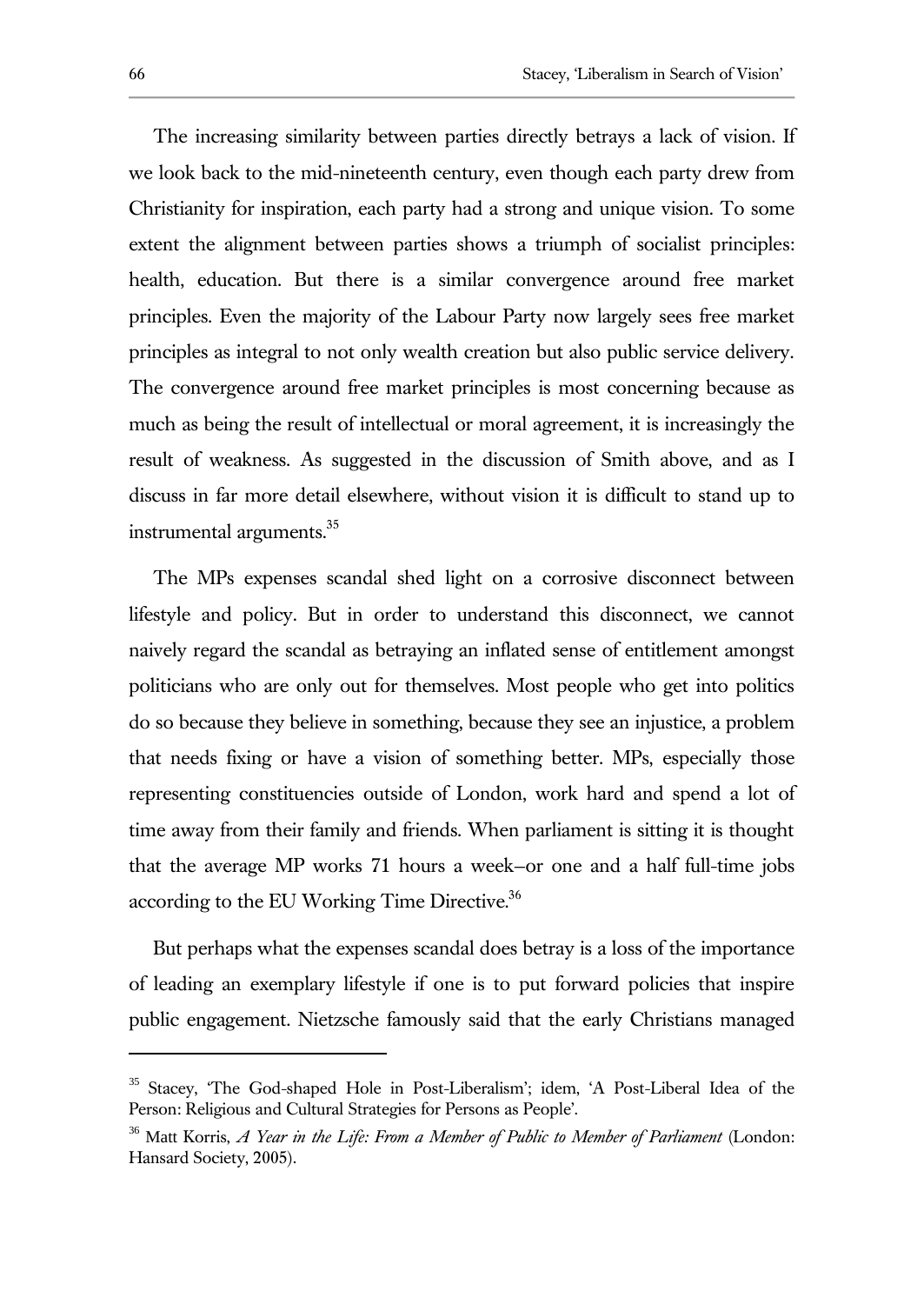The increasing similarity between parties directly betrays a lack of vision. If we look back to the mid-nineteenth century, even though each party drew from Christianity for inspiration, each party had a strong and unique vision. To some extent the alignment between parties shows a triumph of socialist principles: health, education. But there is a similar convergence around free market principles. Even the majority of the Labour Party now largely sees free market principles as integral to not only wealth creation but also public service delivery. The convergence around free market principles is most concerning because as much as being the result of intellectual or moral agreement, it is increasingly the result of weakness. As suggested in the discussion of Smith above, and as I discuss in far more detail elsewhere, without vision it is difficult to stand up to instrumental arguments.[35]

The MPs expenses scandal shed light on a corrosive disconnect between lifestyle and policy. But in order to understand this disconnect, we cannot naively regard the scandal as betraying an inflated sense of entitlement amongst politicians who are only out for themselves. Most people who get into politics do so because they believe in something, because they see an injustice, a problem that needs fixing or have a vision of something better. MPs, especially those representing constituencies outside of London, work hard and spend a lot of time away from their family and friends. When parliament is sitting it is thought that the average MP works 71 hours a week–or one and a half full-time jobs according to the EU Working Time Directive.[36]

But perhaps what the expenses scandal does betray is a loss of the importance of leading an exemplary lifestyle if one is to put forward policies that inspire public engagement. Nietzsche famously said that the early Christians managed

---

[35] Stacey, 'The God-shaped Hole in Post-Liberalism'; idem, 'A Post-Liberal Idea of the Person: Religious and Cultural Strategies for Persons as People'.

[36] Matt Korris, *A Year in the Life: From a Member of Public to Member of Parliament* (London: Hansard Society, 2005).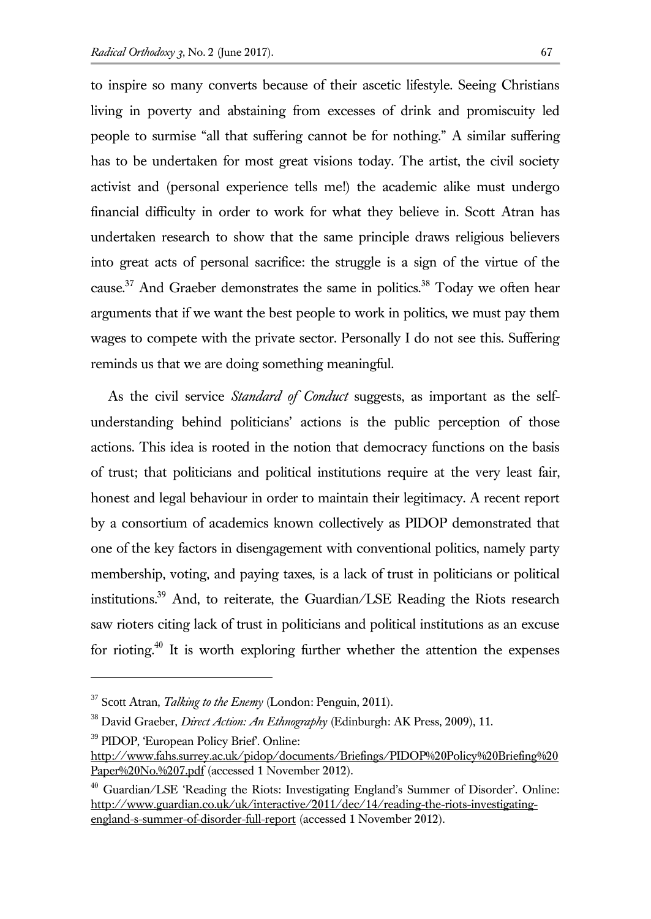to inspire so many converts because of their ascetic lifestyle. Seeing Christians living in poverty and abstaining from excesses of drink and promiscuity led people to surmise "all that suffering cannot be for nothing." A similar suffering has to be undertaken for most great visions today. The artist, the civil society activist and (personal experience tells me!) the academic alike must undergo financial difficulty in order to work for what they believe in. Scott Atran has undertaken research to show that the same principle draws religious believers into great acts of personal sacrifice: the struggle is a sign of the virtue of the cause.[37] And Graeber demonstrates the same in politics.[38] Today we often hear arguments that if we want the best people to work in politics, we must pay them wages to compete with the private sector. Personally I do not see this. Suffering reminds us that we are doing something meaningful.

As the civil service *Standard of Conduct* suggests, as important as the self-understanding behind politicians' actions is the public perception of those actions. This idea is rooted in the notion that democracy functions on the basis of trust; that politicians and political institutions require at the very least fair, honest and legal behaviour in order to maintain their legitimacy. A recent report by a consortium of academics known collectively as PIDOP demonstrated that one of the key factors in disengagement with conventional politics, namely party membership, voting, and paying taxes, is a lack of trust in politicians or political institutions.[39] And, to reiterate, the Guardian/LSE Reading the Riots research saw rioters citing lack of trust in politicians and political institutions as an excuse for rioting.[40] It is worth exploring further whether the attention the expenses

---

[37] Scott Atran, *Talking to the Enemy* (London: Penguin, 2011).

[38] David Graeber, *Direct Action: An Ethnography* (Edinburgh: AK Press, 2009), 11.

[39] PIDOP, 'European Policy Brief'. Online: http://www.fahs.surrey.ac.uk/pidop/documents/Briefings/PIDOP%20Policy%20Briefing%20Paper%20No.%207.pdf (accessed 1 November 2012).

[40] Guardian/LSE 'Reading the Riots: Investigating England's Summer of Disorder'. Online: http://www.guardian.co.uk/uk/interactive/2011/dec/14/reading-the-riots-investigating-england-s-summer-of-disorder-full-report (accessed 1 November 2012).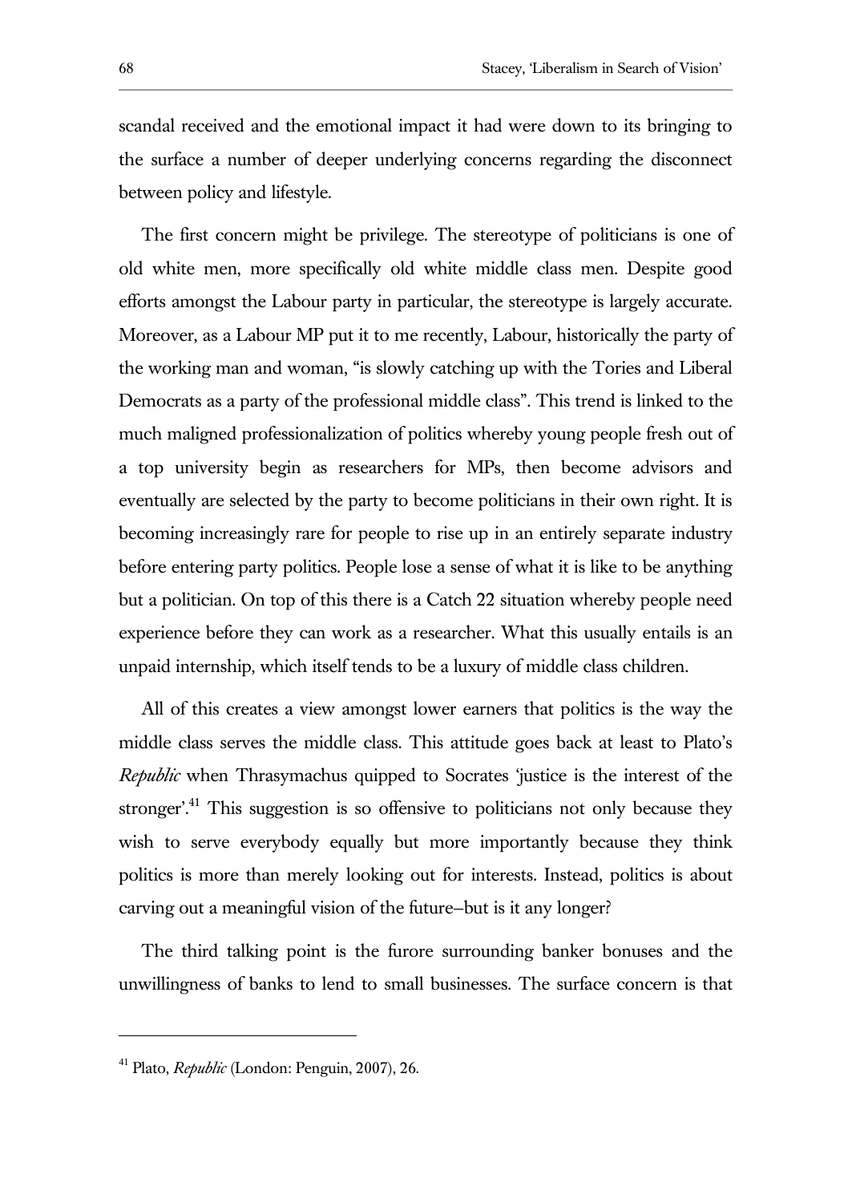scandal received and the emotional impact it had were down to its bringing to the surface a number of deeper underlying concerns regarding the disconnect between policy and lifestyle.

The first concern might be privilege. The stereotype of politicians is one of old white men, more specifically old white middle class men. Despite good efforts amongst the Labour party in particular, the stereotype is largely accurate. Moreover, as a Labour MP put it to me recently, Labour, historically the party of the working man and woman, "is slowly catching up with the Tories and Liberal Democrats as a party of the professional middle class". This trend is linked to the much maligned professionalization of politics whereby young people fresh out of a top university begin as researchers for MPs, then become advisors and eventually are selected by the party to become politicians in their own right. It is becoming increasingly rare for people to rise up in an entirely separate industry before entering party politics. People lose a sense of what it is like to be anything but a politician. On top of this there is a Catch 22 situation whereby people need experience before they can work as a researcher. What this usually entails is an unpaid internship, which itself tends to be a luxury of middle class children.

All of this creates a view amongst lower earners that politics is the way the middle class serves the middle class. This attitude goes back at least to Plato's *Republic* when Thrasymachus quipped to Socrates 'justice is the interest of the stronger'.[41] This suggestion is so offensive to politicians not only because they wish to serve everybody equally but more importantly because they think politics is more than merely looking out for interests. Instead, politics is about carving out a meaningful vision of the future—but is it any longer?

The third talking point is the furore surrounding banker bonuses and the unwillingness of banks to lend to small businesses. The surface concern is that

---

[41] Plato, *Republic* (London: Penguin, 2007), 26.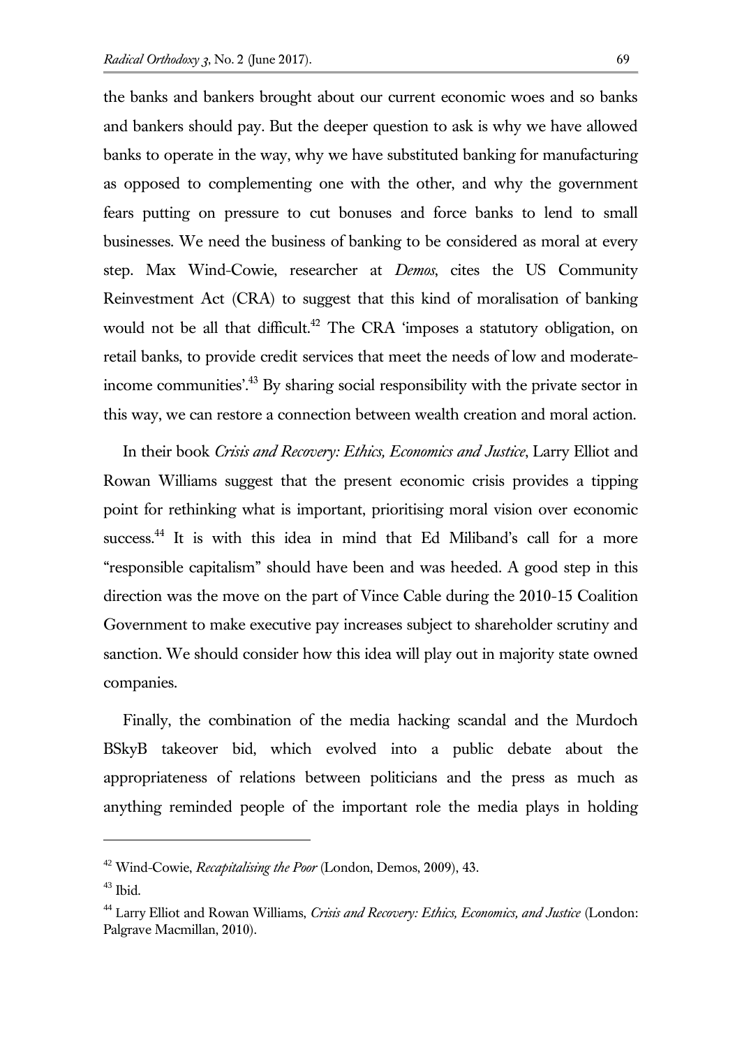the banks and bankers brought about our current economic woes and so banks and bankers should pay. But the deeper question to ask is why we have allowed banks to operate in the way, why we have substituted banking for manufacturing as opposed to complementing one with the other, and why the government fears putting on pressure to cut bonuses and force banks to lend to small businesses. We need the business of banking to be considered as moral at every step. Max Wind-Cowie, researcher at *Demos*, cites the US Community Reinvestment Act (CRA) to suggest that this kind of moralisation of banking would not be all that difficult.[42] The CRA 'imposes a statutory obligation, on retail banks, to provide credit services that meet the needs of low and moderate-income communities'.[43] By sharing social responsibility with the private sector in this way, we can restore a connection between wealth creation and moral action.

In their book *Crisis and Recovery: Ethics, Economics and Justice*, Larry Elliot and Rowan Williams suggest that the present economic crisis provides a tipping point for rethinking what is important, prioritising moral vision over economic success.[44] It is with this idea in mind that Ed Miliband's call for a more "responsible capitalism" should have been and was heeded. A good step in this direction was the move on the part of Vince Cable during the 2010-15 Coalition Government to make executive pay increases subject to shareholder scrutiny and sanction. We should consider how this idea will play out in majority state owned companies.

Finally, the combination of the media hacking scandal and the Murdoch BSkyB takeover bid, which evolved into a public debate about the appropriateness of relations between politicians and the press as much as anything reminded people of the important role the media plays in holding

---

[42] Wind-Cowie, *Recapitalising the Poor* (London, Demos, 2009), 43.

[43] Ibid.

[44] Larry Elliot and Rowan Williams, *Crisis and Recovery: Ethics, Economics, and Justice* (London: Palgrave Macmillan, 2010).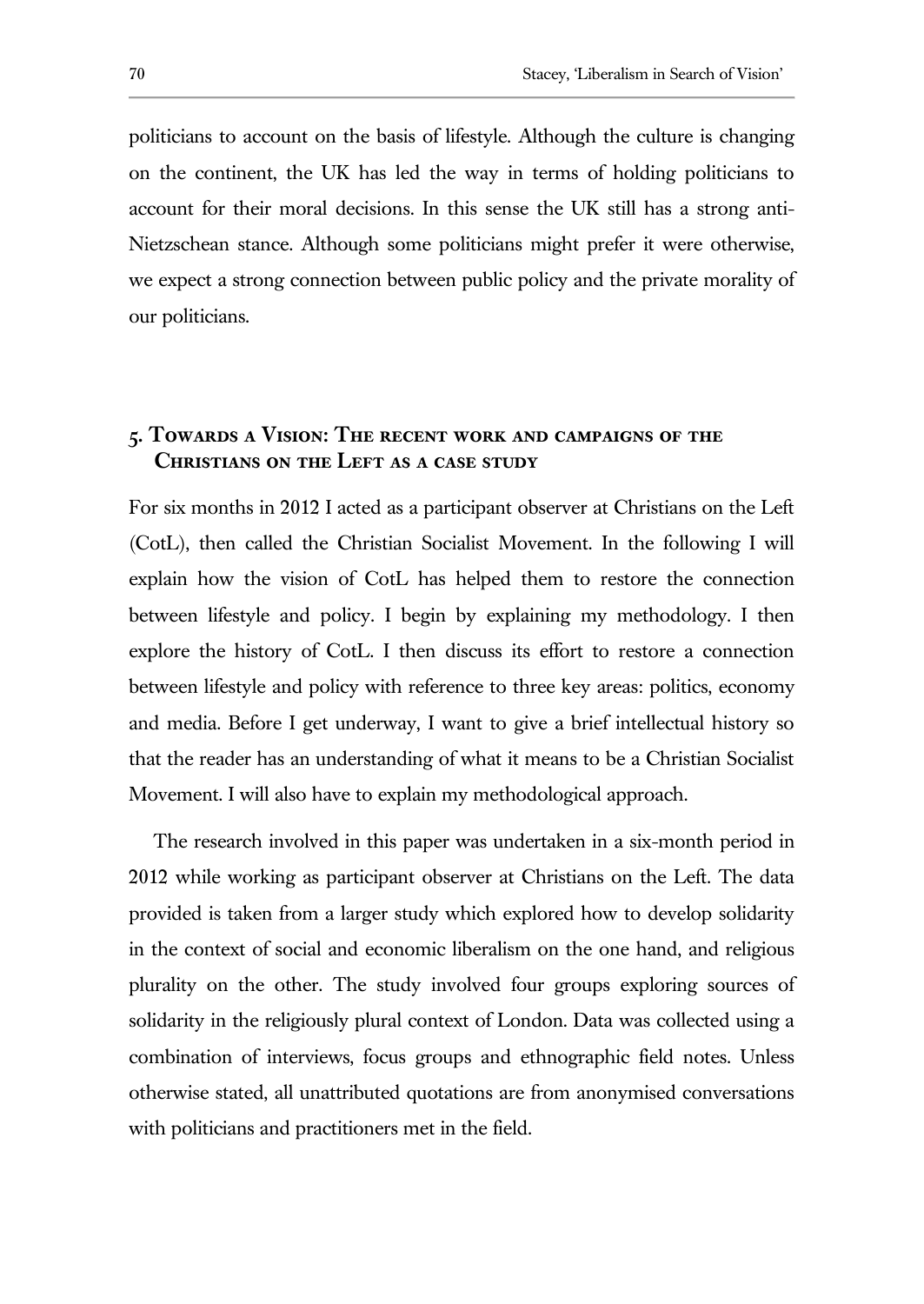politicians to account on the basis of lifestyle. Although the culture is changing on the continent, the UK has led the way in terms of holding politicians to account for their moral decisions. In this sense the UK still has a strong anti-Nietzschean stance. Although some politicians might prefer it were otherwise, we expect a strong connection between public policy and the private morality of our politicians.

## 5. Towards a Vision: The recent work and campaigns of the Christians on the Left as a case study

For six months in 2012 I acted as a participant observer at Christians on the Left (CotL), then called the Christian Socialist Movement. In the following I will explain how the vision of CotL has helped them to restore the connection between lifestyle and policy. I begin by explaining my methodology. I then explore the history of CotL. I then discuss its effort to restore a connection between lifestyle and policy with reference to three key areas: politics, economy and media. Before I get underway, I want to give a brief intellectual history so that the reader has an understanding of what it means to be a Christian Socialist Movement. I will also have to explain my methodological approach.

The research involved in this paper was undertaken in a six-month period in 2012 while working as participant observer at Christians on the Left. The data provided is taken from a larger study which explored how to develop solidarity in the context of social and economic liberalism on the one hand, and religious plurality on the other. The study involved four groups exploring sources of solidarity in the religiously plural context of London. Data was collected using a combination of interviews, focus groups and ethnographic field notes. Unless otherwise stated, all unattributed quotations are from anonymised conversations with politicians and practitioners met in the field.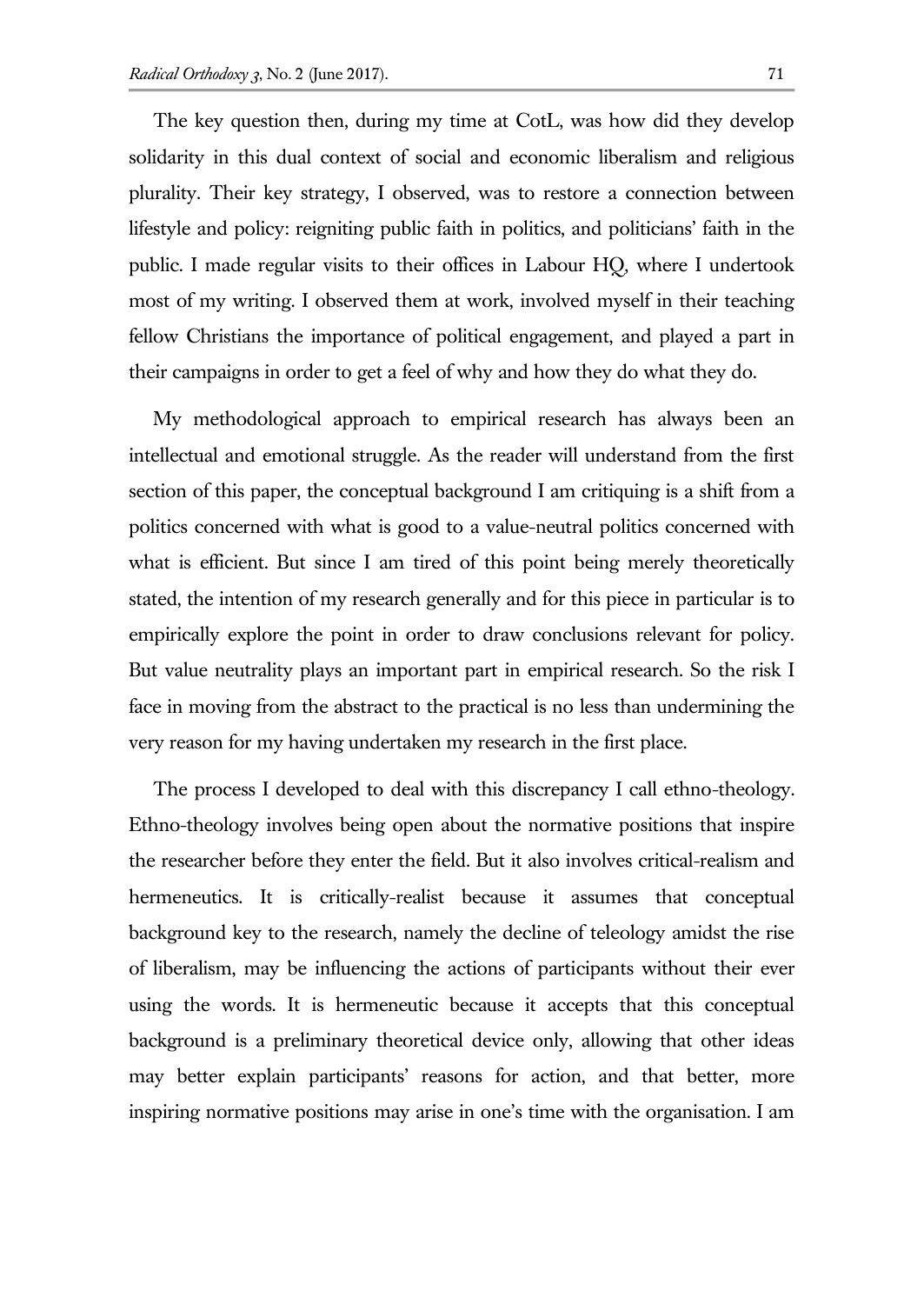The key question then, during my time at CotL, was how did they develop solidarity in this dual context of social and economic liberalism and religious plurality. Their key strategy, I observed, was to restore a connection between lifestyle and policy: reigniting public faith in politics, and politicians' faith in the public. I made regular visits to their offices in Labour HQ, where I undertook most of my writing. I observed them at work, involved myself in their teaching fellow Christians the importance of political engagement, and played a part in their campaigns in order to get a feel of why and how they do what they do.

My methodological approach to empirical research has always been an intellectual and emotional struggle. As the reader will understand from the first section of this paper, the conceptual background I am critiquing is a shift from a politics concerned with what is good to a value-neutral politics concerned with what is efficient. But since I am tired of this point being merely theoretically stated, the intention of my research generally and for this piece in particular is to empirically explore the point in order to draw conclusions relevant for policy. But value neutrality plays an important part in empirical research. So the risk I face in moving from the abstract to the practical is no less than undermining the very reason for my having undertaken my research in the first place.

The process I developed to deal with this discrepancy I call ethno-theology. Ethno-theology involves being open about the normative positions that inspire the researcher before they enter the field. But it also involves critical-realism and hermeneutics. It is critically-realist because it assumes that conceptual background key to the research, namely the decline of teleology amidst the rise of liberalism, may be influencing the actions of participants without their ever using the words. It is hermeneutic because it accepts that this conceptual background is a preliminary theoretical device only, allowing that other ideas may better explain participants' reasons for action, and that better, more inspiring normative positions may arise in one's time with the organisation. I am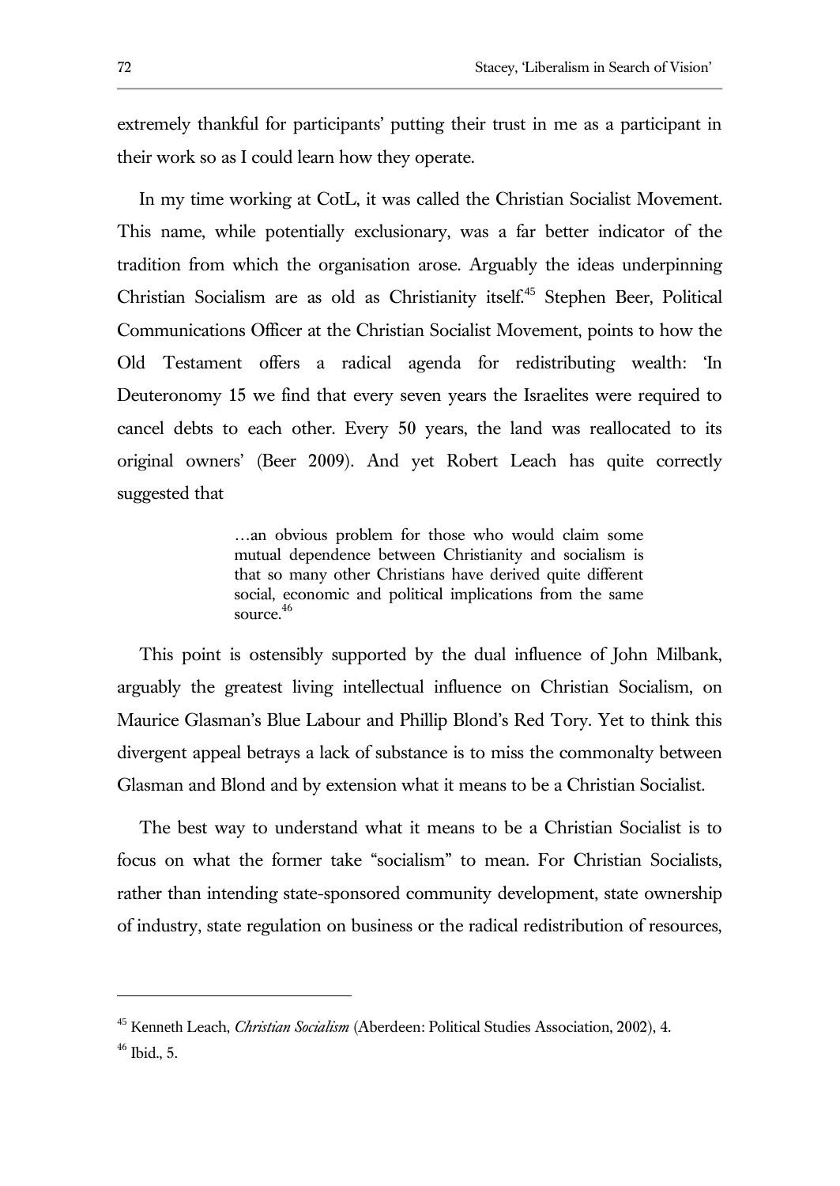extremely thankful for participants' putting their trust in me as a participant in their work so as I could learn how they operate.

In my time working at CotL, it was called the Christian Socialist Movement. This name, while potentially exclusionary, was a far better indicator of the tradition from which the organisation arose. Arguably the ideas underpinning Christian Socialism are as old as Christianity itself.[45] Stephen Beer, Political Communications Officer at the Christian Socialist Movement, points to how the Old Testament offers a radical agenda for redistributing wealth: 'In Deuteronomy 15 we find that every seven years the Israelites were required to cancel debts to each other. Every 50 years, the land was reallocated to its original owners' (Beer 2009). And yet Robert Leach has quite correctly suggested that

> …an obvious problem for those who would claim some mutual dependence between Christianity and socialism is that so many other Christians have derived quite different social, economic and political implications from the same source.[46]

This point is ostensibly supported by the dual influence of John Milbank, arguably the greatest living intellectual influence on Christian Socialism, on Maurice Glasman's Blue Labour and Phillip Blond's Red Tory. Yet to think this divergent appeal betrays a lack of substance is to miss the commonalty between Glasman and Blond and by extension what it means to be a Christian Socialist.

The best way to understand what it means to be a Christian Socialist is to focus on what the former take "socialism" to mean. For Christian Socialists, rather than intending state-sponsored community development, state ownership of industry, state regulation on business or the radical redistribution of resources,

---

[45] Kenneth Leach, *Christian Socialism* (Aberdeen: Political Studies Association, 2002), 4.

[46] Ibid., 5.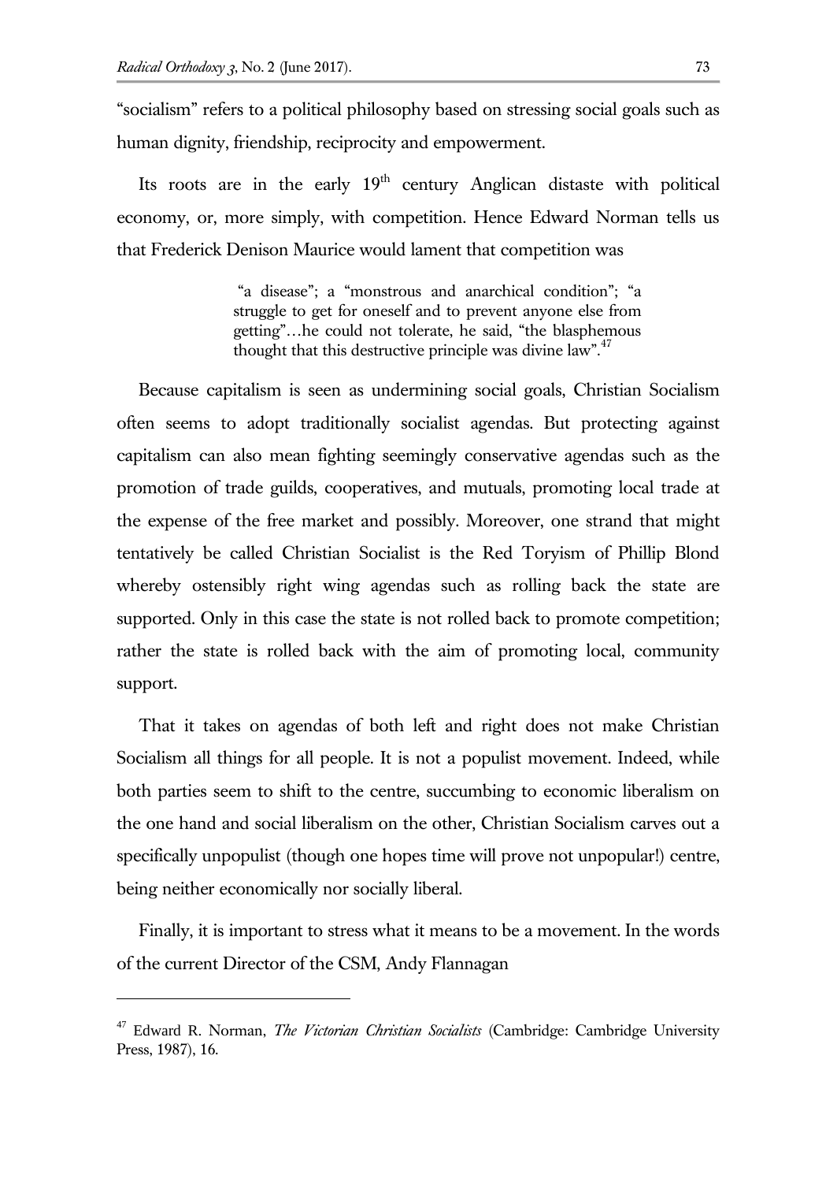"socialism" refers to a political philosophy based on stressing social goals such as human dignity, friendship, reciprocity and empowerment.

Its roots are in the early 19th century Anglican distaste with political economy, or, more simply, with competition. Hence Edward Norman tells us that Frederick Denison Maurice would lament that competition was

> "a disease"; a "monstrous and anarchical condition"; "a struggle to get for oneself and to prevent anyone else from getting"…he could not tolerate, he said, "the blasphemous thought that this destructive principle was divine law".[47]

Because capitalism is seen as undermining social goals, Christian Socialism often seems to adopt traditionally socialist agendas. But protecting against capitalism can also mean fighting seemingly conservative agendas such as the promotion of trade guilds, cooperatives, and mutuals, promoting local trade at the expense of the free market and possibly. Moreover, one strand that might tentatively be called Christian Socialist is the Red Toryism of Phillip Blond whereby ostensibly right wing agendas such as rolling back the state are supported. Only in this case the state is not rolled back to promote competition; rather the state is rolled back with the aim of promoting local, community support.

That it takes on agendas of both left and right does not make Christian Socialism all things for all people. It is not a populist movement. Indeed, while both parties seem to shift to the centre, succumbing to economic liberalism on the one hand and social liberalism on the other, Christian Socialism carves out a specifically unpopulist (though one hopes time will prove not unpopular!) centre, being neither economically nor socially liberal.

Finally, it is important to stress what it means to be a movement. In the words of the current Director of the CSM, Andy Flannagan

---

[47] Edward R. Norman, *The Victorian Christian Socialists* (Cambridge: Cambridge University Press, 1987), 16.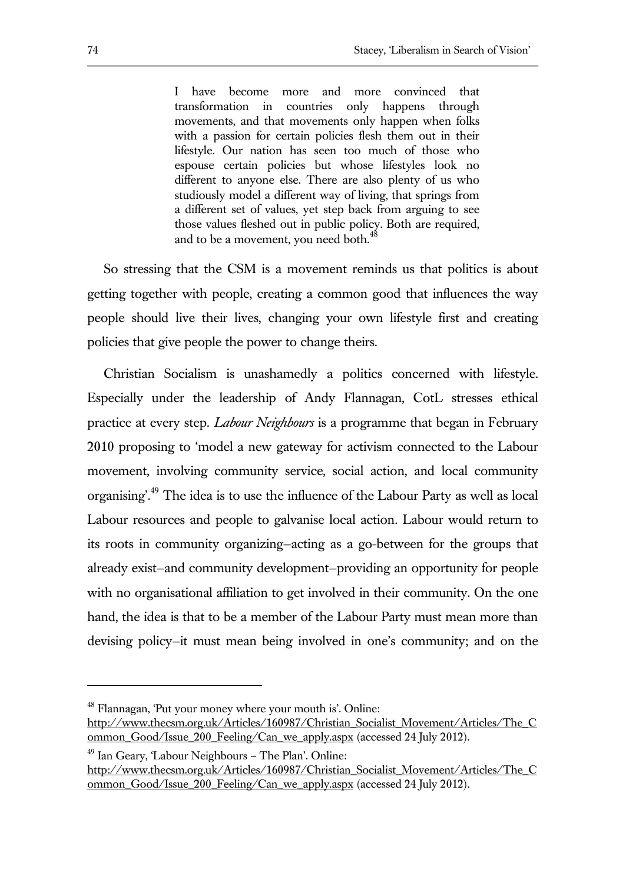> I have become more and more convinced that transformation in countries only happens through movements, and that movements only happen when folks with a passion for certain policies flesh them out in their lifestyle. Our nation has seen too much of those who espouse certain policies but whose lifestyles look no different to anyone else. There are also plenty of us who studiously model a different way of living, that springs from a different set of values, yet step back from arguing to see those values fleshed out in public policy. Both are required, and to be a movement, you need both.[48]

So stressing that the CSM is a movement reminds us that politics is about getting together with people, creating a common good that influences the way people should live their lives, changing your own lifestyle first and creating policies that give people the power to change theirs.

Christian Socialism is unashamedly a politics concerned with lifestyle. Especially under the leadership of Andy Flannagan, CotL stresses ethical practice at every step. *Labour Neighbours* is a programme that began in February 2010 proposing to 'model a new gateway for activism connected to the Labour movement, involving community service, social action, and local community organising'.[49] The idea is to use the influence of the Labour Party as well as local Labour resources and people to galvanise local action. Labour would return to its roots in community organizing–acting as a go-between for the groups that already exist–and community development–providing an opportunity for people with no organisational affiliation to get involved in their community. On the one hand, the idea is that to be a member of the Labour Party must mean more than devising policy–it must mean being involved in one's community; and on the

---

[48] Flannagan, 'Put your money where your mouth is'. Online: http://www.thecsm.org.uk/Articles/160987/Christian_Socialist_Movement/Articles/The_Common_Good/Issue_200_Feeling/Can_we_apply.aspx (accessed 24 July 2012).

[49] Ian Geary, 'Labour Neighbours – The Plan'. Online: http://www.thecsm.org.uk/Articles/160987/Christian_Socialist_Movement/Articles/The_Common_Good/Issue_200_Feeling/Can_we_apply.aspx (accessed 24 July 2012).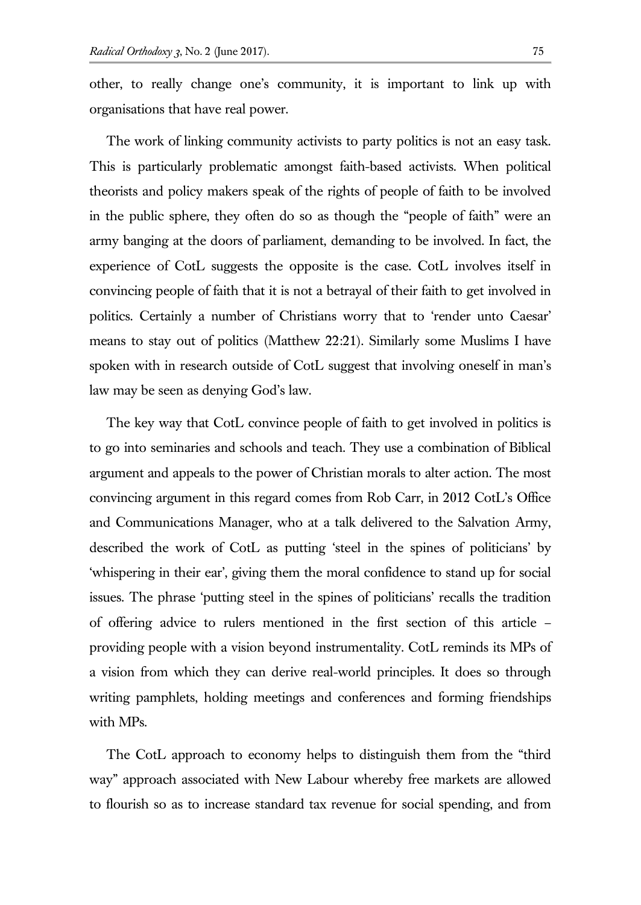other, to really change one's community, it is important to link up with organisations that have real power.

The work of linking community activists to party politics is not an easy task. This is particularly problematic amongst faith-based activists. When political theorists and policy makers speak of the rights of people of faith to be involved in the public sphere, they often do so as though the "people of faith" were an army banging at the doors of parliament, demanding to be involved. In fact, the experience of CotL suggests the opposite is the case. CotL involves itself in convincing people of faith that it is not a betrayal of their faith to get involved in politics. Certainly a number of Christians worry that to 'render unto Caesar' means to stay out of politics (Matthew 22:21). Similarly some Muslims I have spoken with in research outside of CotL suggest that involving oneself in man's law may be seen as denying God's law.

The key way that CotL convince people of faith to get involved in politics is to go into seminaries and schools and teach. They use a combination of Biblical argument and appeals to the power of Christian morals to alter action. The most convincing argument in this regard comes from Rob Carr, in 2012 CotL's Office and Communications Manager, who at a talk delivered to the Salvation Army, described the work of CotL as putting 'steel in the spines of politicians' by 'whispering in their ear', giving them the moral confidence to stand up for social issues. The phrase 'putting steel in the spines of politicians' recalls the tradition of offering advice to rulers mentioned in the first section of this article – providing people with a vision beyond instrumentality. CotL reminds its MPs of a vision from which they can derive real-world principles. It does so through writing pamphlets, holding meetings and conferences and forming friendships with MPs.

The CotL approach to economy helps to distinguish them from the "third way" approach associated with New Labour whereby free markets are allowed to flourish so as to increase standard tax revenue for social spending, and from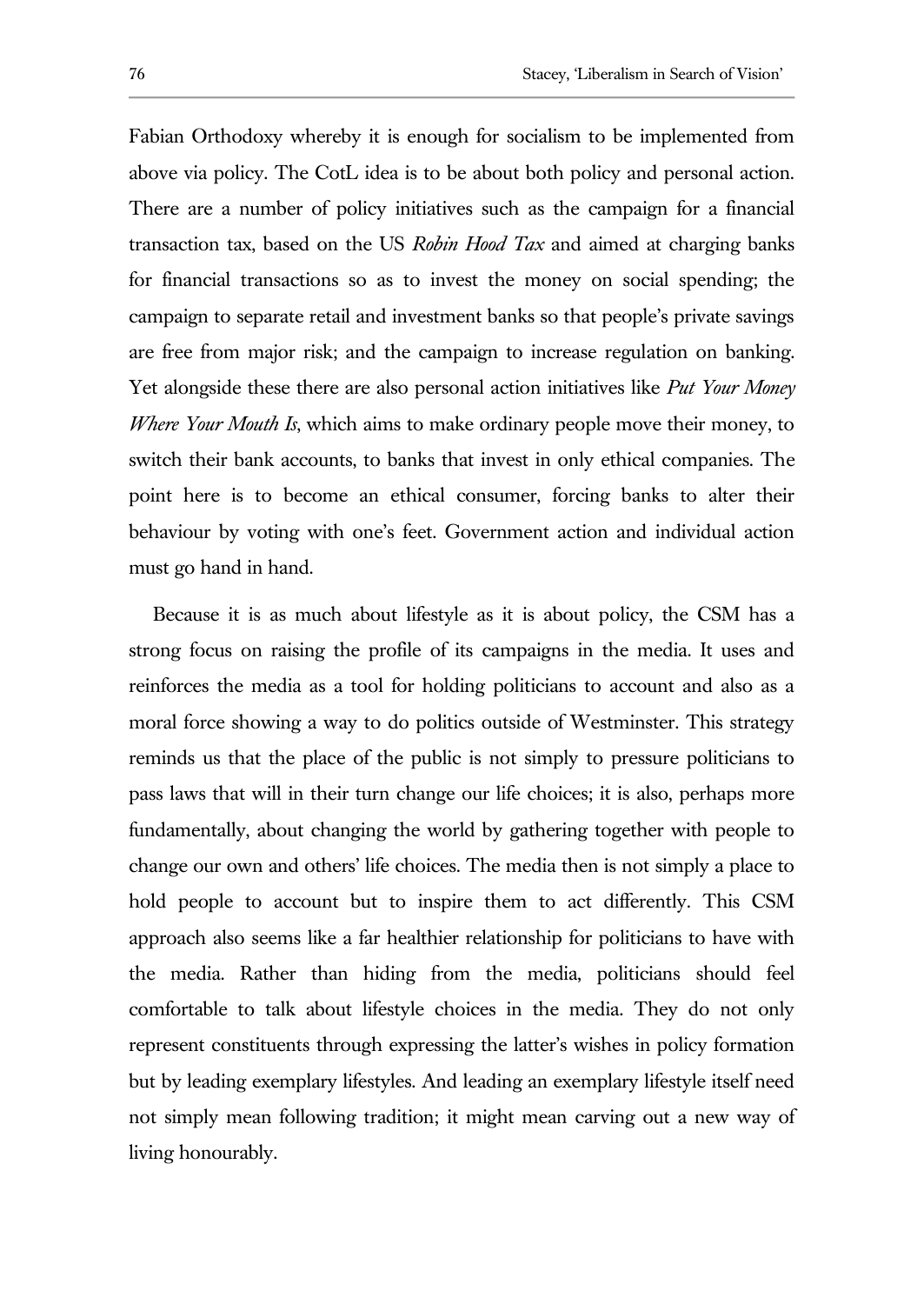Fabian Orthodoxy whereby it is enough for socialism to be implemented from above via policy. The CotL idea is to be about both policy and personal action. There are a number of policy initiatives such as the campaign for a financial transaction tax, based on the US *Robin Hood Tax* and aimed at charging banks for financial transactions so as to invest the money on social spending; the campaign to separate retail and investment banks so that people's private savings are free from major risk; and the campaign to increase regulation on banking. Yet alongside these there are also personal action initiatives like *Put Your Money Where Your Mouth Is*, which aims to make ordinary people move their money, to switch their bank accounts, to banks that invest in only ethical companies. The point here is to become an ethical consumer, forcing banks to alter their behaviour by voting with one's feet. Government action and individual action must go hand in hand.

Because it is as much about lifestyle as it is about policy, the CSM has a strong focus on raising the profile of its campaigns in the media. It uses and reinforces the media as a tool for holding politicians to account and also as a moral force showing a way to do politics outside of Westminster. This strategy reminds us that the place of the public is not simply to pressure politicians to pass laws that will in their turn change our life choices; it is also, perhaps more fundamentally, about changing the world by gathering together with people to change our own and others' life choices. The media then is not simply a place to hold people to account but to inspire them to act differently. This CSM approach also seems like a far healthier relationship for politicians to have with the media. Rather than hiding from the media, politicians should feel comfortable to talk about lifestyle choices in the media. They do not only represent constituents through expressing the latter's wishes in policy formation but by leading exemplary lifestyles. And leading an exemplary lifestyle itself need not simply mean following tradition; it might mean carving out a new way of living honourably.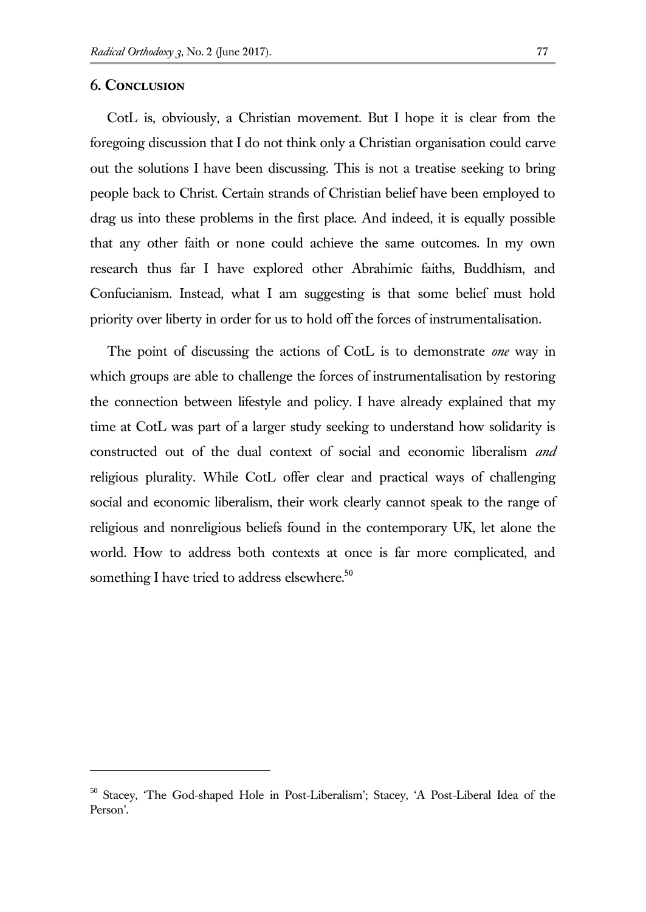## 6. Conclusion

CotL is, obviously, a Christian movement. But I hope it is clear from the foregoing discussion that I do not think only a Christian organisation could carve out the solutions I have been discussing. This is not a treatise seeking to bring people back to Christ. Certain strands of Christian belief have been employed to drag us into these problems in the first place. And indeed, it is equally possible that any other faith or none could achieve the same outcomes. In my own research thus far I have explored other Abrahimic faiths, Buddhism, and Confucianism. Instead, what I am suggesting is that some belief must hold priority over liberty in order for us to hold off the forces of instrumentalisation.

The point of discussing the actions of CotL is to demonstrate *one* way in which groups are able to challenge the forces of instrumentalisation by restoring the connection between lifestyle and policy. I have already explained that my time at CotL was part of a larger study seeking to understand how solidarity is constructed out of the dual context of social and economic liberalism *and* religious plurality. While CotL offer clear and practical ways of challenging social and economic liberalism, their work clearly cannot speak to the range of religious and nonreligious beliefs found in the contemporary UK, let alone the world. How to address both contexts at once is far more complicated, and something I have tried to address elsewhere.[50]

---

[50] Stacey, 'The God-shaped Hole in Post-Liberalism'; Stacey, 'A Post-Liberal Idea of the Person'.